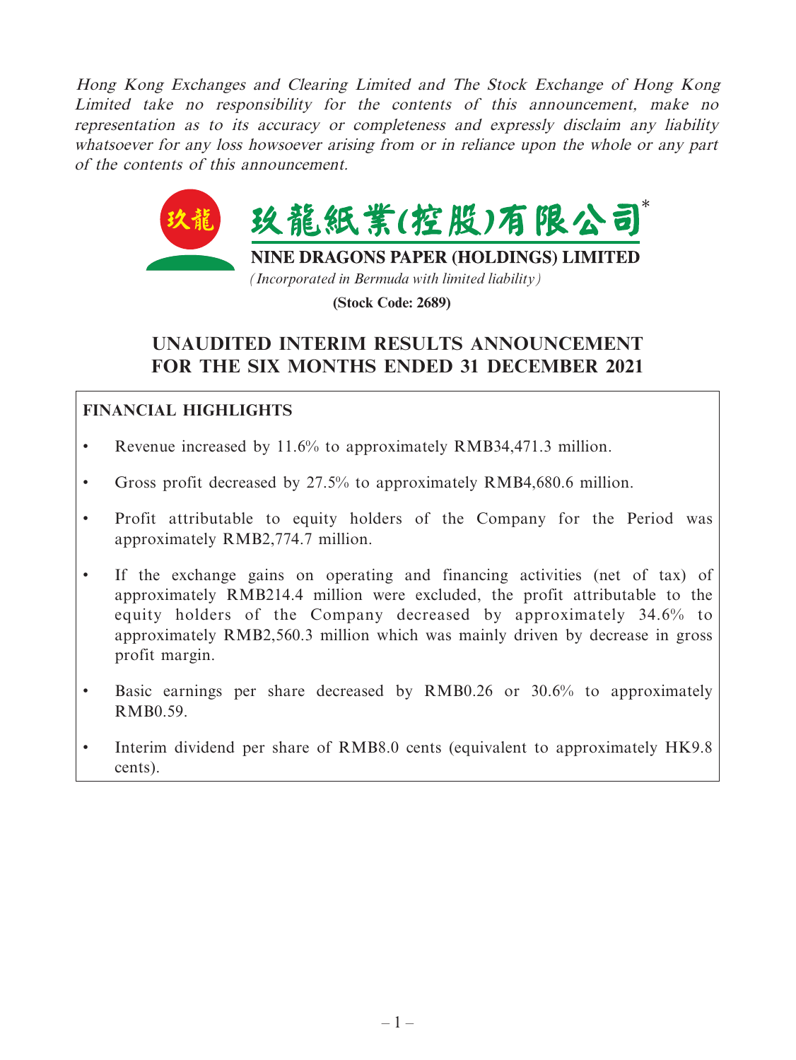*Hong Kong Exchanges and Clearing Limited and The Stock Exchange of Hong Kong Limited take no responsibility for the contents of this announcement, make no representation as to its accuracy or completeness and expressly disclaim any liability whatsoever for any loss howsoever arising from or in reliance upon the whole or any part of the contents of this announcement.*

玖龍紙業(控股)有限公司*

**NINE DRAGONS PAPER (HOLDINGS) LIMITED**

*(Incorporated in Bermuda with limited liability)*

**(Stock Code: 2689)**

# UNAUDITED INTERIM RESULTS ANNOUNCEMENT FOR THE SIX MONTHS ENDED 31 DECEMBER 2021

## FINANCIAL HIGHLIGHTS

- Revenue increased by 11.6% to approximately RMB34,471.3 million.
- Gross profit decreased by 27.5% to approximately RMB4,680.6 million.
- Profit attributable to equity holders of the Company for the Period was approximately RMB2,774.7 million.
- If the exchange gains on operating and financing activities (net of tax) of approximately RMB214.4 million were excluded, the profit attributable to the equity holders of the Company decreased by approximately 34.6% to approximately RMB2,560.3 million which was mainly driven by decrease in gross profit margin.
- Basic earnings per share decreased by RMB0.26 or 30.6% to approximately RMB0.59.
- Interim dividend per share of RMB8.0 cents (equivalent to approximately HK9.8 cents).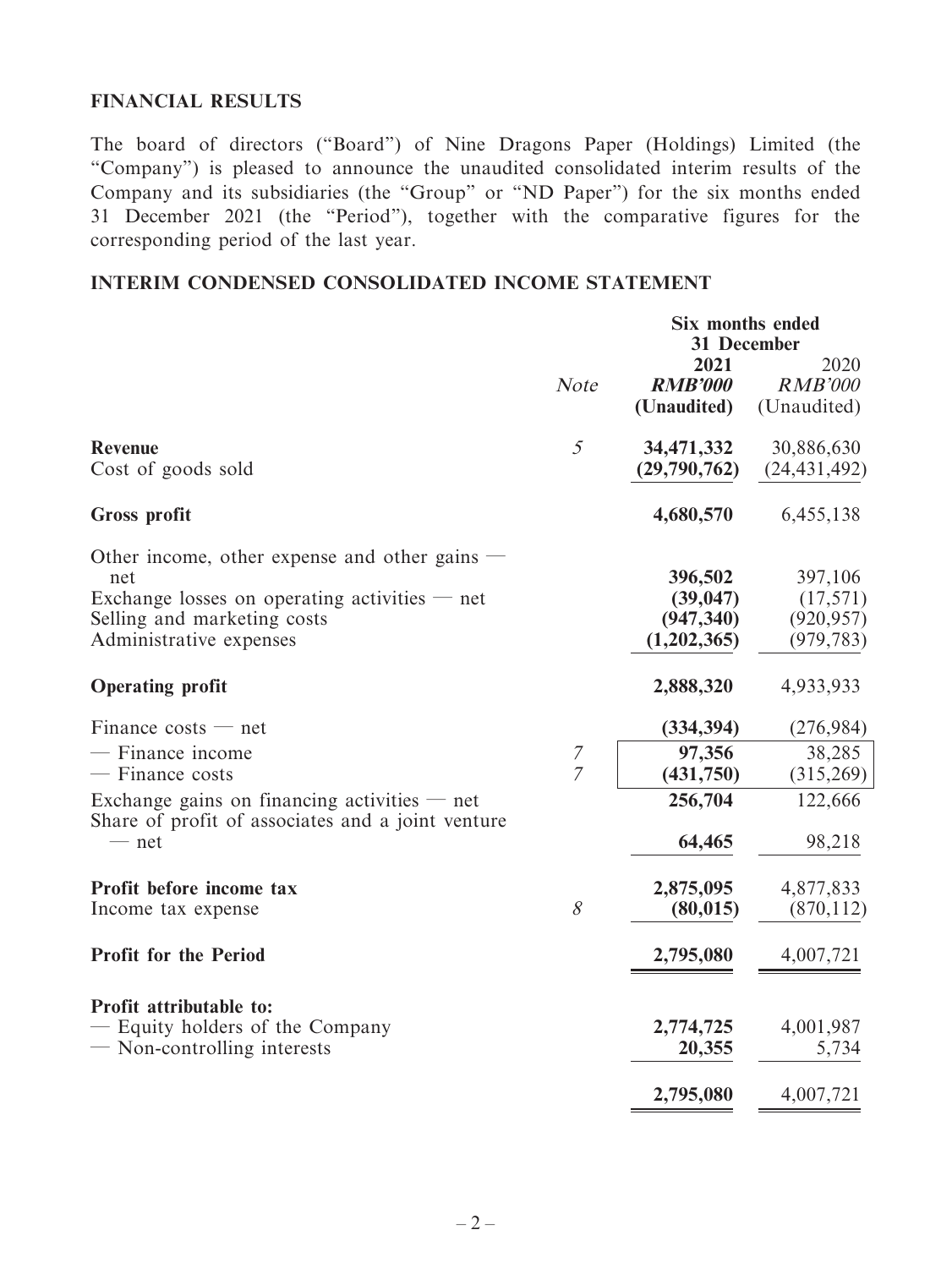## FINANCIAL RESULTS

The board of directors ("Board") of Nine Dragons Paper (Holdings) Limited (the "Company") is pleased to announce the unaudited consolidated interim results of the Company and its subsidiaries (the "Group" or "ND Paper") for the six months ended 31 December 2021 (the "Period"), together with the comparative figures for the corresponding period of the last year.

## INTERIM CONDENSED CONSOLIDATED INCOME STATEMENT

| | Note | Six months ended 31 December | |
|---|---|---|---|
| | | **2021** | 2020 |
| | | ***RMB'000*** | *RMB'000* |
| | | **(Unaudited)** | (Unaudited) |
| **Revenue** | 5 | **34,471,332** | 30,886,630 |
| Cost of goods sold | | **(29,790,762)** | (24,431,492) |
| **Gross profit** | | **4,680,570** | 6,455,138 |
| Other income, other expense and other gains — net | | **396,502** | 397,106 |
| Exchange losses on operating activities — net | | **(39,047)** | (17,571) |
| Selling and marketing costs | | **(947,340)** | (920,957) |
| Administrative expenses | | **(1,202,365)** | (979,783) |
| **Operating profit** | | **2,888,320** | 4,933,933 |
| Finance costs — net | | **(334,394)** | (276,984) |
| — Finance income | 7 | **97,356** | 38,285 |
| — Finance costs | 7 | **(431,750)** | (315,269) |
| Exchange gains on financing activities — net | | **256,704** | 122,666 |
| Share of profit of associates and a joint venture — net | | **64,465** | 98,218 |
| **Profit before income tax** | | **2,875,095** | 4,877,833 |
| Income tax expense | 8 | **(80,015)** | (870,112) |
| **Profit for the Period** | | **2,795,080** | 4,007,721 |
| **Profit attributable to:** | | | |
| — Equity holders of the Company | | **2,774,725** | 4,001,987 |
| — Non-controlling interests | | **20,355** | 5,734 |
| | | **2,795,080** | 4,007,721 |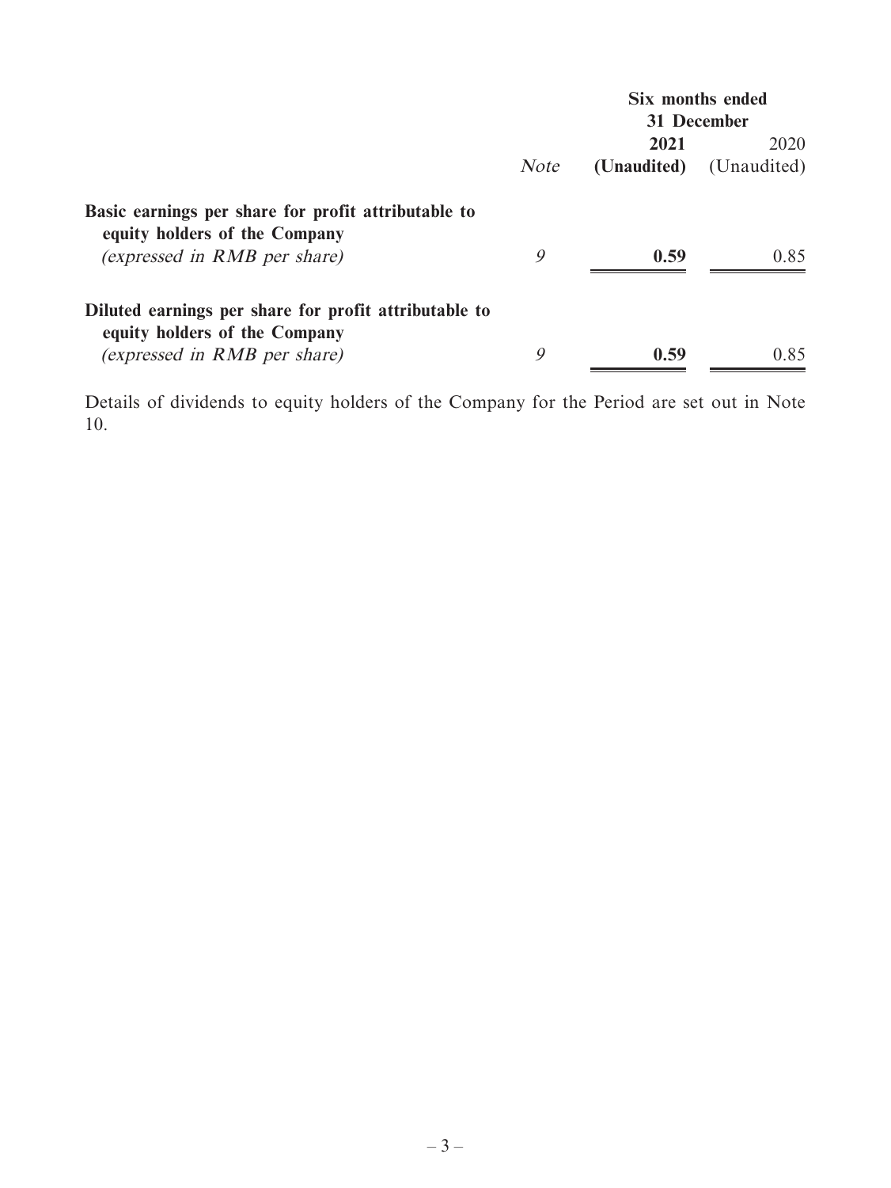| | | Six months ended 31 December | |
|---|---|---|---|
| | *Note* | **2021** | 2020 |
| | | **(Unaudited)** | (Unaudited) |
| **Basic earnings per share for profit attributable to equity holders of the Company** *(expressed in RMB per share)* | *9* | **0.59** | 0.85 |
| **Diluted earnings per share for profit attributable to equity holders of the Company** *(expressed in RMB per share)* | *9* | **0.59** | 0.85 |

Details of dividends to equity holders of the Company for the Period are set out in Note 10.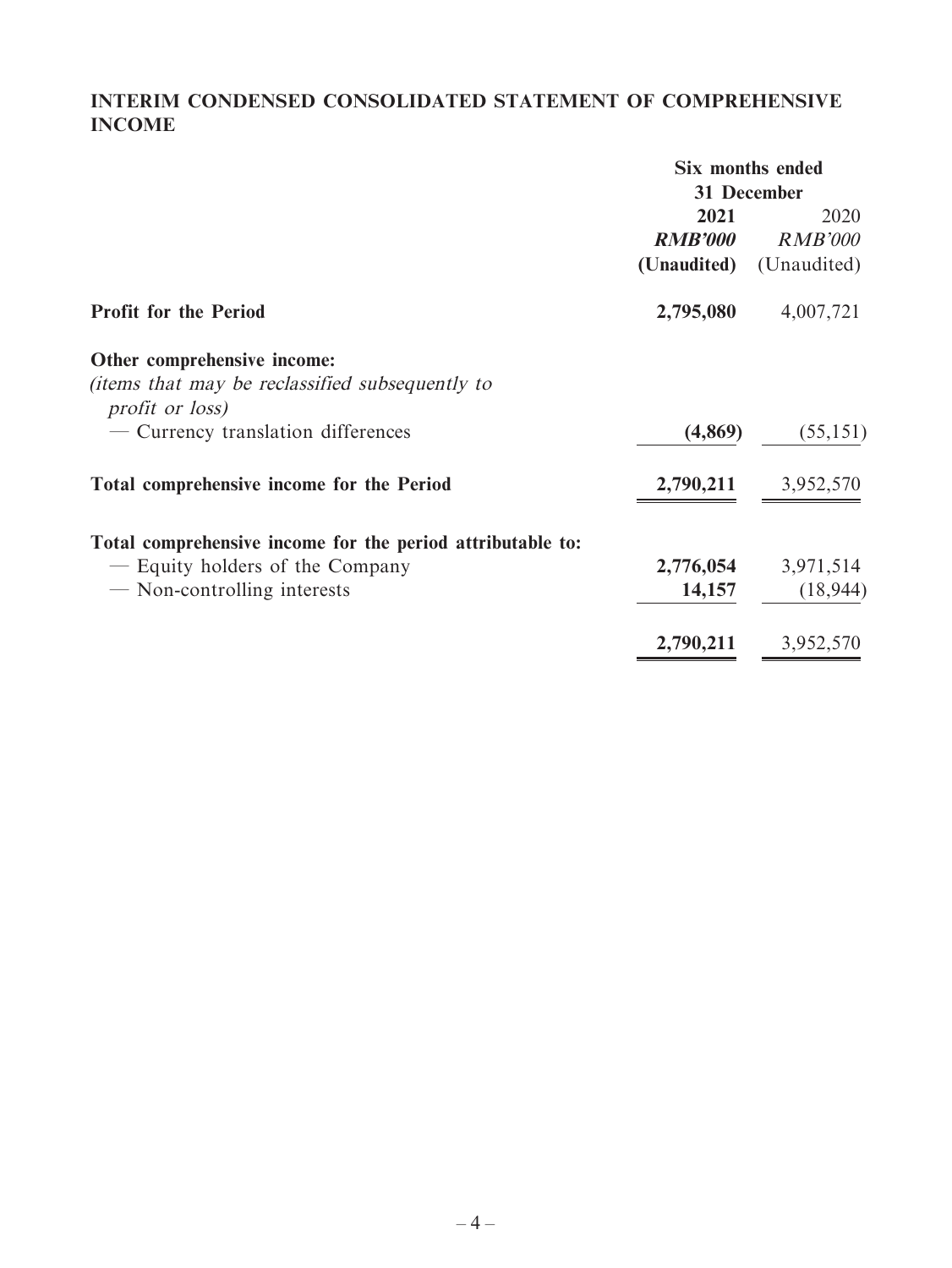## INTERIM CONDENSED CONSOLIDATED STATEMENT OF COMPREHENSIVE INCOME

| | Six months ended 31 December | |
|---|---|---|
| | **2021** | 2020 |
| | ***RMB'000*** | *RMB'000* |
| | **(Unaudited)** | (Unaudited) |
| **Profit for the Period** | **2,795,080** | 4,007,721 |
| **Other comprehensive income:** | | |
| *(items that may be reclassified subsequently to profit or loss)* | | |
| — Currency translation differences | **(4,869)** | (55,151) |
| **Total comprehensive income for the Period** | **2,790,211** | 3,952,570 |
| **Total comprehensive income for the period attributable to:** | | |
| — Equity holders of the Company | **2,776,054** | 3,971,514 |
| — Non-controlling interests | **14,157** | (18,944) |
| | **2,790,211** | 3,952,570 |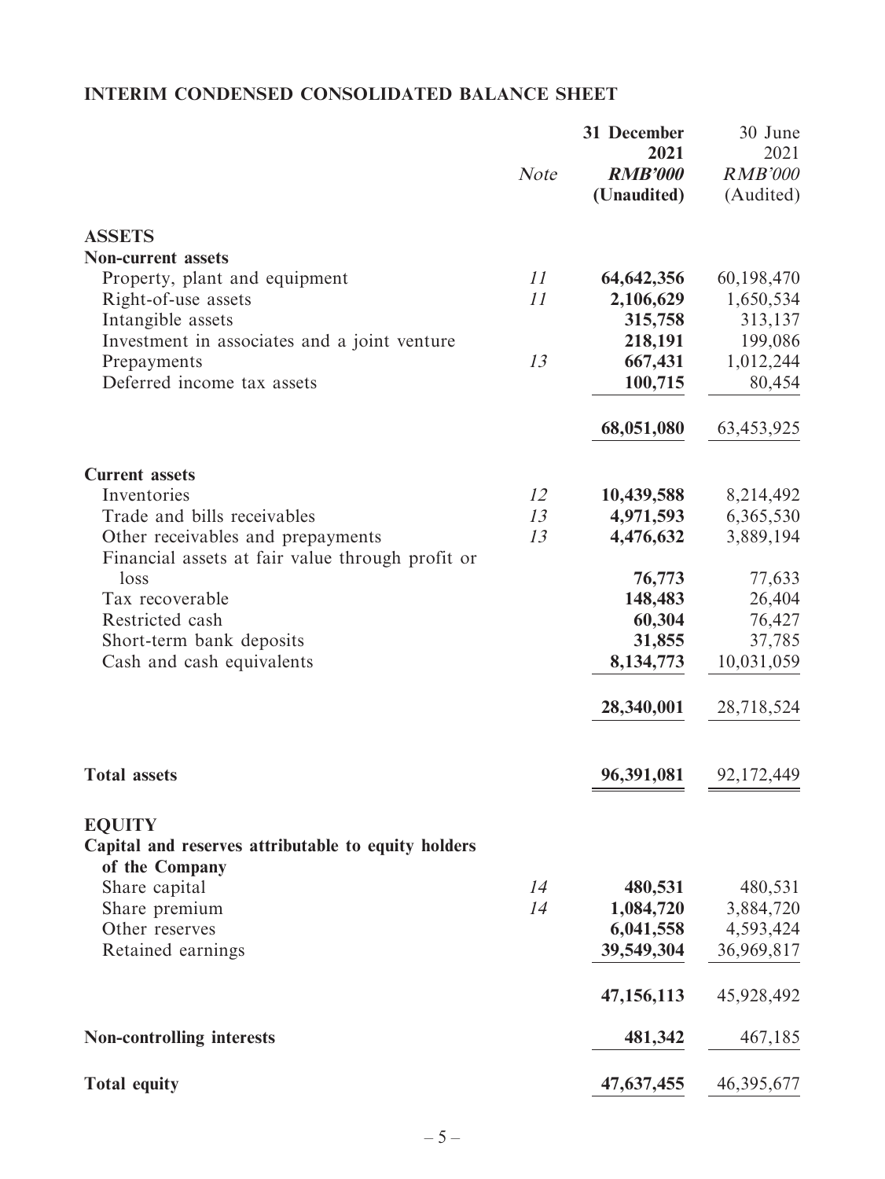## INTERIM CONDENSED CONSOLIDATED BALANCE SHEET

| | Note | 31 December 2021 RMB'000 (Unaudited) | 30 June 2021 RMB'000 (Audited) |
|---|---|---|---|
| **ASSETS** | | | |
| **Non-current assets** | | | |
| Property, plant and equipment | 11 | **64,642,356** | 60,198,470 |
| Right-of-use assets | 11 | **2,106,629** | 1,650,534 |
| Intangible assets | | **315,758** | 313,137 |
| Investment in associates and a joint venture | | **218,191** | 199,086 |
| Prepayments | 13 | **667,431** | 1,012,244 |
| Deferred income tax assets | | **100,715** | 80,454 |
| | | **68,051,080** | 63,453,925 |
| **Current assets** | | | |
| Inventories | 12 | **10,439,588** | 8,214,492 |
| Trade and bills receivables | 13 | **4,971,593** | 6,365,530 |
| Other receivables and prepayments | 13 | **4,476,632** | 3,889,194 |
| Financial assets at fair value through profit or loss | | **76,773** | 77,633 |
| Tax recoverable | | **148,483** | 26,404 |
| Restricted cash | | **60,304** | 76,427 |
| Short-term bank deposits | | **31,855** | 37,785 |
| Cash and cash equivalents | | **8,134,773** | 10,031,059 |
| | | **28,340,001** | 28,718,524 |
| **Total assets** | | **96,391,081** | 92,172,449 |
| **EQUITY** | | | |
| **Capital and reserves attributable to equity holders of the Company** | | | |
| Share capital | 14 | **480,531** | 480,531 |
| Share premium | 14 | **1,084,720** | 3,884,720 |
| Other reserves | | **6,041,558** | 4,593,424 |
| Retained earnings | | **39,549,304** | 36,969,817 |
| | | **47,156,113** | 45,928,492 |
| **Non-controlling interests** | | **481,342** | 467,185 |
| **Total equity** | | **47,637,455** | 46,395,677 |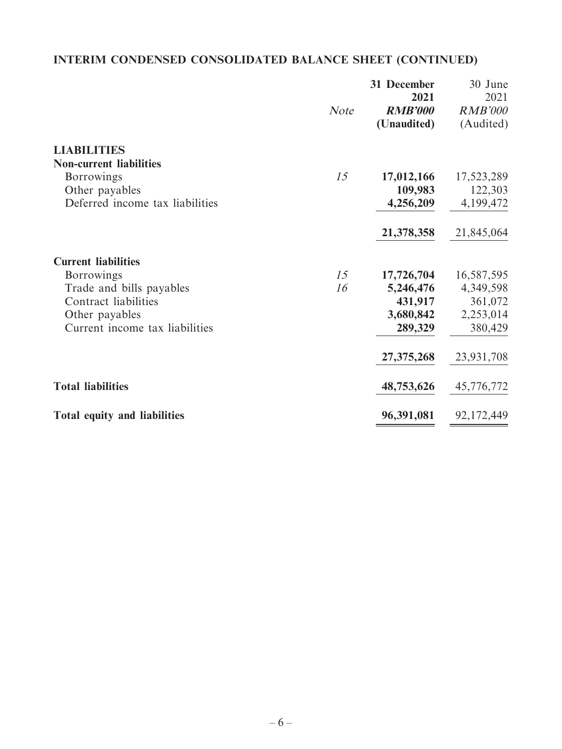## INTERIM CONDENSED CONSOLIDATED BALANCE SHEET (CONTINUED)

| | *Note* | **31 December 2021** ***RMB'000*** **(Unaudited)** | 30 June 2021 *RMB'000* (Audited) |
|---|---|---|---|
| **LIABILITIES** | | | |
| **Non-current liabilities** | | | |
| Borrowings | *15* | **17,012,166** | 17,523,289 |
| Other payables | | **109,983** | 122,303 |
| Deferred income tax liabilities | | **4,256,209** | 4,199,472 |
| | | **21,378,358** | 21,845,064 |
| **Current liabilities** | | | |
| Borrowings | *15* | **17,726,704** | 16,587,595 |
| Trade and bills payables | *16* | **5,246,476** | 4,349,598 |
| Contract liabilities | | **431,917** | 361,072 |
| Other payables | | **3,680,842** | 2,253,014 |
| Current income tax liabilities | | **289,329** | 380,429 |
| | | **27,375,268** | 23,931,708 |
| **Total liabilities** | | **48,753,626** | 45,776,772 |
| **Total equity and liabilities** | | **96,391,081** | 92,172,449 |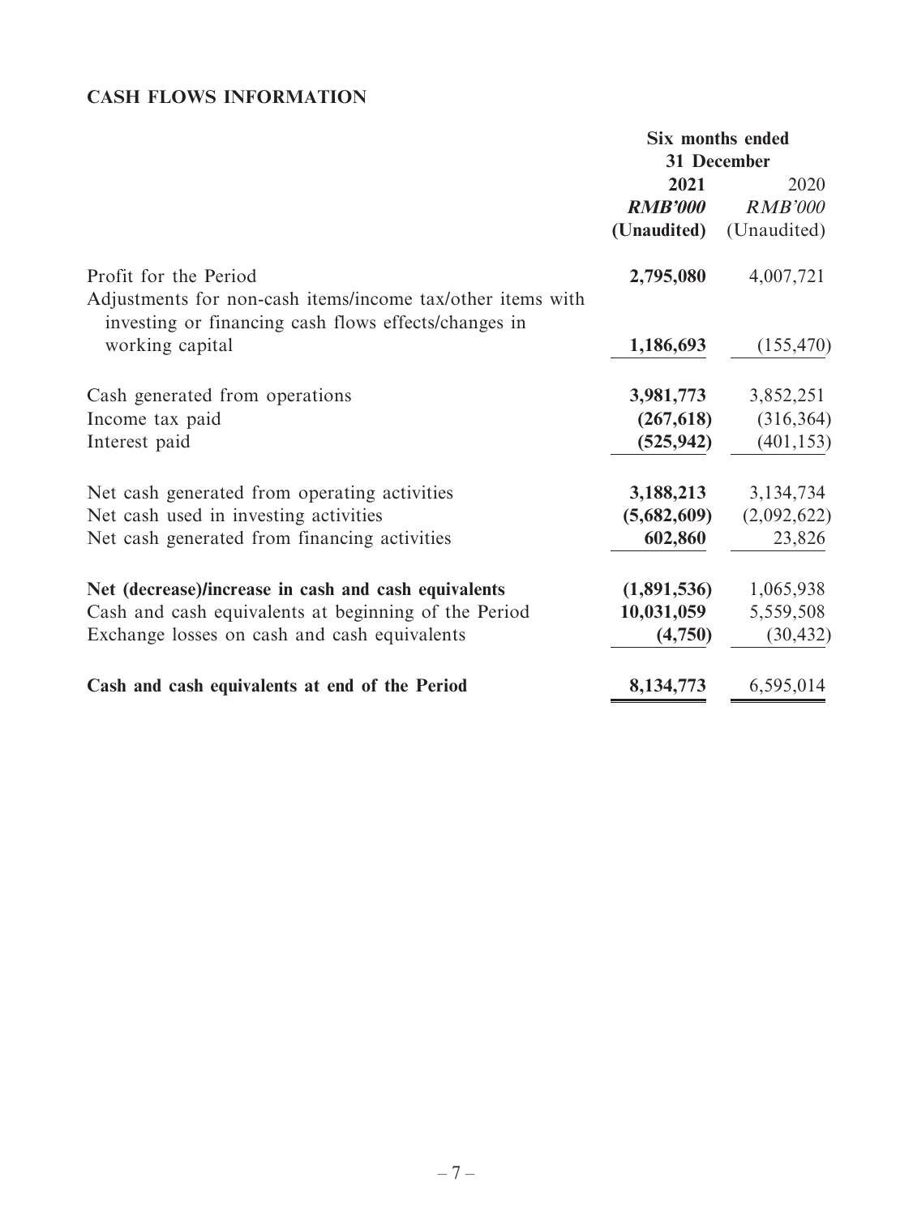## CASH FLOWS INFORMATION

| | Six months ended 31 December | |
|---|---|---|
| | **2021** | 2020 |
| | ***RMB'000*** | *RMB'000* |
| | **(Unaudited)** | (Unaudited) |
| Profit for the Period | **2,795,080** | 4,007,721 |
| Adjustments for non-cash items/income tax/other items with investing or financing cash flows effects/changes in working capital | **1,186,693** | (155,470) |
| Cash generated from operations | **3,981,773** | 3,852,251 |
| Income tax paid | **(267,618)** | (316,364) |
| Interest paid | **(525,942)** | (401,153) |
| Net cash generated from operating activities | **3,188,213** | 3,134,734 |
| Net cash used in investing activities | **(5,682,609)** | (2,092,622) |
| Net cash generated from financing activities | **602,860** | 23,826 |
| **Net (decrease)/increase in cash and cash equivalents** | **(1,891,536)** | 1,065,938 |
| Cash and cash equivalents at beginning of the Period | **10,031,059** | 5,559,508 |
| Exchange losses on cash and cash equivalents | **(4,750)** | (30,432) |
| **Cash and cash equivalents at end of the Period** | **8,134,773** | 6,595,014 |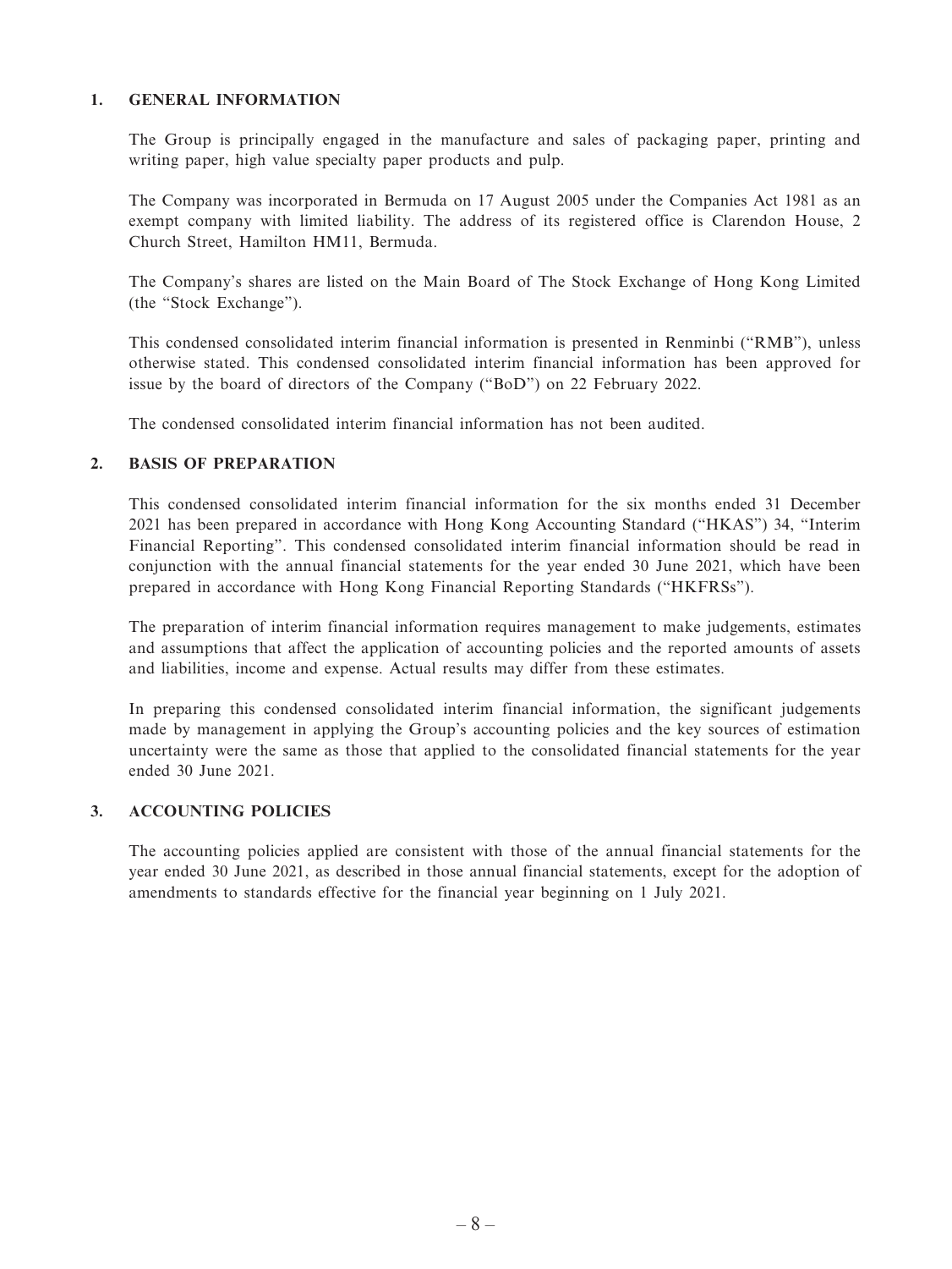## 1. GENERAL INFORMATION

The Group is principally engaged in the manufacture and sales of packaging paper, printing and writing paper, high value specialty paper products and pulp.

The Company was incorporated in Bermuda on 17 August 2005 under the Companies Act 1981 as an exempt company with limited liability. The address of its registered office is Clarendon House, 2 Church Street, Hamilton HM11, Bermuda.

The Company's shares are listed on the Main Board of The Stock Exchange of Hong Kong Limited (the "Stock Exchange").

This condensed consolidated interim financial information is presented in Renminbi ("RMB"), unless otherwise stated. This condensed consolidated interim financial information has been approved for issue by the board of directors of the Company ("BoD") on 22 February 2022.

The condensed consolidated interim financial information has not been audited.

## 2. BASIS OF PREPARATION

This condensed consolidated interim financial information for the six months ended 31 December 2021 has been prepared in accordance with Hong Kong Accounting Standard ("HKAS") 34, "Interim Financial Reporting". This condensed consolidated interim financial information should be read in conjunction with the annual financial statements for the year ended 30 June 2021, which have been prepared in accordance with Hong Kong Financial Reporting Standards ("HKFRSs").

The preparation of interim financial information requires management to make judgements, estimates and assumptions that affect the application of accounting policies and the reported amounts of assets and liabilities, income and expense. Actual results may differ from these estimates.

In preparing this condensed consolidated interim financial information, the significant judgements made by management in applying the Group's accounting policies and the key sources of estimation uncertainty were the same as those that applied to the consolidated financial statements for the year ended 30 June 2021.

## 3. ACCOUNTING POLICIES

The accounting policies applied are consistent with those of the annual financial statements for the year ended 30 June 2021, as described in those annual financial statements, except for the adoption of amendments to standards effective for the financial year beginning on 1 July 2021.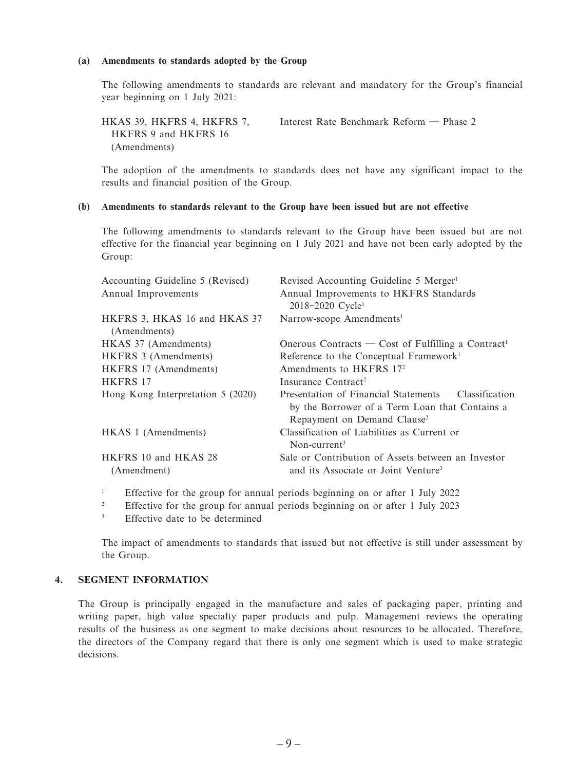**(a) Amendments to standards adopted by the Group**

The following amendments to standards are relevant and mandatory for the Group's financial year beginning on 1 July 2021:

| | |
|---|---|
| HKAS 39, HKFRS 4, HKFRS 7, HKFRS 9 and HKFRS 16 (Amendments) | Interest Rate Benchmark Reform — Phase 2 |

The adoption of the amendments to standards does not have any significant impact to the results and financial position of the Group.

**(b) Amendments to standards relevant to the Group have been issued but are not effective**

The following amendments to standards relevant to the Group have been issued but are not effective for the financial year beginning on 1 July 2021 and have not been early adopted by the Group:

| | |
|---|---|
| Accounting Guideline 5 (Revised) | Revised Accounting Guideline 5 Merger[1] |
| Annual Improvements | Annual Improvements to HKFRS Standards 2018–2020 Cycle[1] |
| HKFRS 3, HKAS 16 and HKAS 37 (Amendments) | Narrow-scope Amendments[1] |
| HKAS 37 (Amendments) | Onerous Contracts — Cost of Fulfilling a Contract[1] |
| HKFRS 3 (Amendments) | Reference to the Conceptual Framework[1] |
| HKFRS 17 (Amendments) | Amendments to HKFRS 17[2] |
| HKFRS 17 | Insurance Contract[2] |
| Hong Kong Interpretation 5 (2020) | Presentation of Financial Statements — Classification by the Borrower of a Term Loan that Contains a Repayment on Demand Clause[2] |
| HKAS 1 (Amendments) | Classification of Liabilities as Current or Non-current[3] |
| HKFRS 10 and HKAS 28 (Amendment) | Sale or Contribution of Assets between an Investor and its Associate or Joint Venture[3] |

[1] Effective for the group for annual periods beginning on or after 1 July 2022

[2] Effective for the group for annual periods beginning on or after 1 July 2023

[3] Effective date to be determined

The impact of amendments to standards that issued but not effective is still under assessment by the Group.

## 4. SEGMENT INFORMATION

The Group is principally engaged in the manufacture and sales of packaging paper, printing and writing paper, high value specialty paper products and pulp. Management reviews the operating results of the business as one segment to make decisions about resources to be allocated. Therefore, the directors of the Company regard that there is only one segment which is used to make strategic decisions.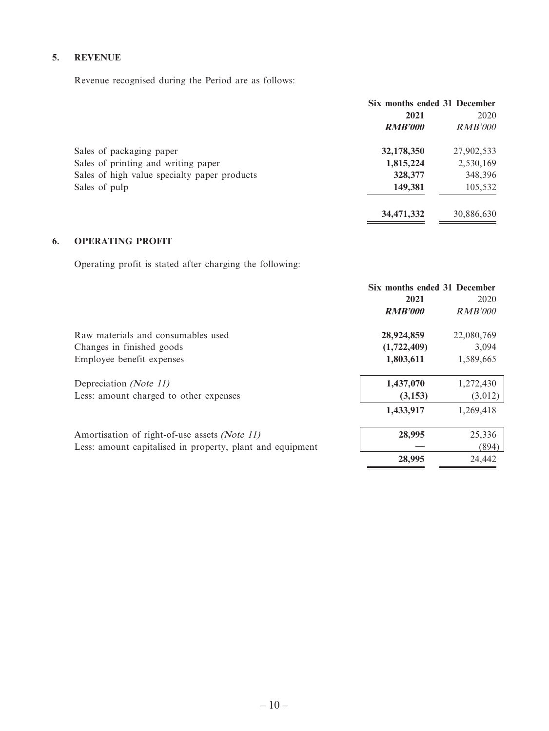## 5. REVENUE

Revenue recognised during the Period are as follows:

| | Six months ended 31 December | |
|---|---|---|
| | **2021** | 2020 |
| | ***RMB'000*** | *RMB'000* |
| Sales of packaging paper | **32,178,350** | 27,902,533 |
| Sales of printing and writing paper | **1,815,224** | 2,530,169 |
| Sales of high value specialty paper products | **328,377** | 348,396 |
| Sales of pulp | **149,381** | 105,532 |
| | **34,471,332** | 30,886,630 |

## 6. OPERATING PROFIT

Operating profit is stated after charging the following:

| | Six months ended 31 December | |
|---|---|---|
| | **2021** | 2020 |
| | ***RMB'000*** | *RMB'000* |
| Raw materials and consumables used | **28,924,859** | 22,080,769 |
| Changes in finished goods | **(1,722,409)** | 3,094 |
| Employee benefit expenses | **1,803,611** | 1,589,665 |
| Depreciation *(Note 11)* | **1,437,070** | 1,272,430 |
| Less: amount charged to other expenses | **(3,153)** | (3,012) |
| | **1,433,917** | 1,269,418 |
| Amortisation of right-of-use assets *(Note 11)* | **28,995** | 25,336 |
| Less: amount capitalised in property, plant and equipment | — | (894) |
| | **28,995** | 24,442 |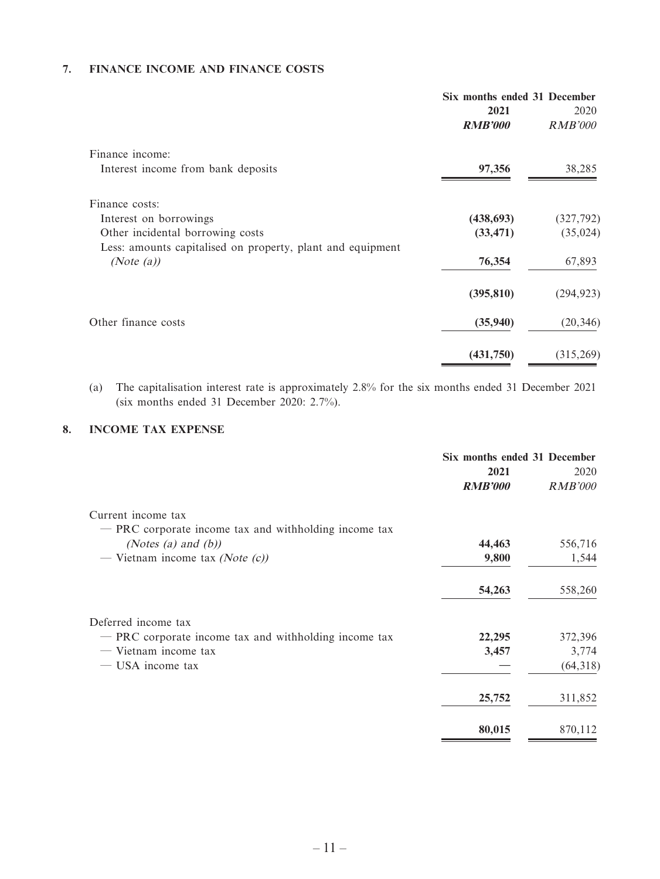## 7. FINANCE INCOME AND FINANCE COSTS

| | Six months ended 31 December | |
|---|---|---|
| | **2021** | 2020 |
| | ***RMB'000*** | *RMB'000* |
| Finance income: | | |
| Interest income from bank deposits | **97,356** | 38,285 |
| Finance costs: | | |
| Interest on borrowings | **(438,693)** | (327,792) |
| Other incidental borrowing costs | **(33,471)** | (35,024) |
| Less: amounts capitalised on property, plant and equipment *(Note (a))* | **76,354** | 67,893 |
| | **(395,810)** | (294,923) |
| Other finance costs | **(35,940)** | (20,346) |
| | **(431,750)** | (315,269) |

(a) The capitalisation interest rate is approximately 2.8% for the six months ended 31 December 2021 (six months ended 31 December 2020: 2.7%).

## 8. INCOME TAX EXPENSE

| | Six months ended 31 December | |
|---|---|---|
| | **2021** | 2020 |
| | ***RMB'000*** | *RMB'000* |
| Current income tax | | |
| — PRC corporate income tax and withholding income tax *(Notes (a) and (b))* | **44,463** | 556,716 |
| — Vietnam income tax *(Note (c))* | **9,800** | 1,544 |
| | **54,263** | 558,260 |
| Deferred income tax | | |
| — PRC corporate income tax and withholding income tax | **22,295** | 372,396 |
| — Vietnam income tax | **3,457** | 3,774 |
| — USA income tax | **—** | (64,318) |
| | **25,752** | 311,852 |
| | **80,015** | 870,112 |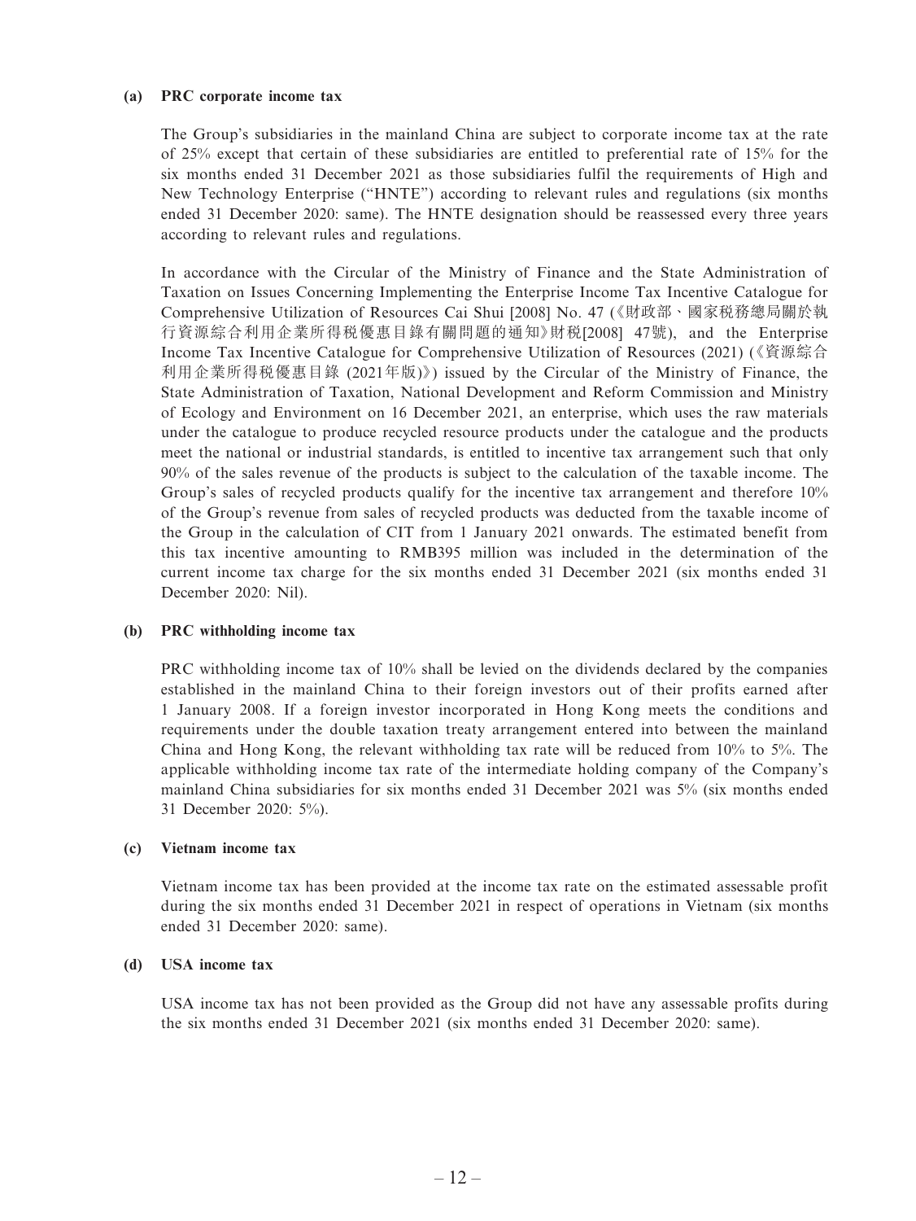**(a) PRC corporate income tax**

The Group's subsidiaries in the mainland China are subject to corporate income tax at the rate of 25% except that certain of these subsidiaries are entitled to preferential rate of 15% for the six months ended 31 December 2021 as those subsidiaries fulfil the requirements of High and New Technology Enterprise ("HNTE") according to relevant rules and regulations (six months ended 31 December 2020: same). The HNTE designation should be reassessed every three years according to relevant rules and regulations.

In accordance with the Circular of the Ministry of Finance and the State Administration of Taxation on Issues Concerning Implementing the Enterprise Income Tax Incentive Catalogue for Comprehensive Utilization of Resources Cai Shui [2008] No. 47 (《財政部、國家稅務總局關於執行資源綜合利用企業所得稅優惠目錄有關問題的通知》財稅[2008] 47號), and the Enterprise Income Tax Incentive Catalogue for Comprehensive Utilization of Resources (2021) (《資源綜合利用企業所得稅優惠目錄 (2021年版)》) issued by the Circular of the Ministry of Finance, the State Administration of Taxation, National Development and Reform Commission and Ministry of Ecology and Environment on 16 December 2021, an enterprise, which uses the raw materials under the catalogue to produce recycled resource products under the catalogue and the products meet the national or industrial standards, is entitled to incentive tax arrangement such that only 90% of the sales revenue of the products is subject to the calculation of the taxable income. The Group's sales of recycled products qualify for the incentive tax arrangement and therefore 10% of the Group's revenue from sales of recycled products was deducted from the taxable income of the Group in the calculation of CIT from 1 January 2021 onwards. The estimated benefit from this tax incentive amounting to RMB395 million was included in the determination of the current income tax charge for the six months ended 31 December 2021 (six months ended 31 December 2020: Nil).

**(b) PRC withholding income tax**

PRC withholding income tax of 10% shall be levied on the dividends declared by the companies established in the mainland China to their foreign investors out of their profits earned after 1 January 2008. If a foreign investor incorporated in Hong Kong meets the conditions and requirements under the double taxation treaty arrangement entered into between the mainland China and Hong Kong, the relevant withholding tax rate will be reduced from 10% to 5%. The applicable withholding income tax rate of the intermediate holding company of the Company's mainland China subsidiaries for six months ended 31 December 2021 was 5% (six months ended 31 December 2020: 5%).

**(c) Vietnam income tax**

Vietnam income tax has been provided at the income tax rate on the estimated assessable profit during the six months ended 31 December 2021 in respect of operations in Vietnam (six months ended 31 December 2020: same).

**(d) USA income tax**

USA income tax has not been provided as the Group did not have any assessable profits during the six months ended 31 December 2021 (six months ended 31 December 2020: same).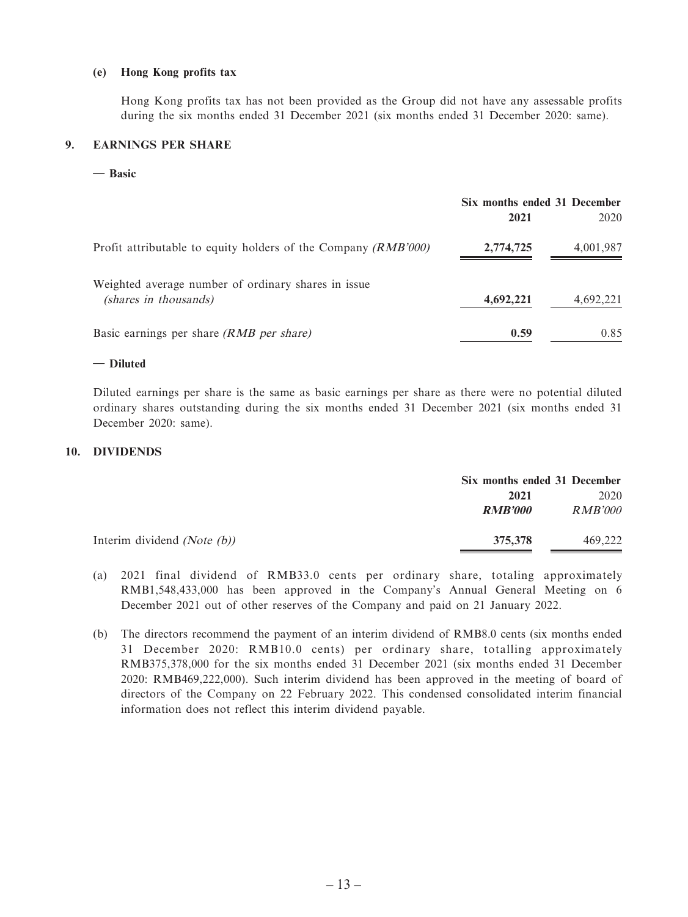**(e) Hong Kong profits tax**

Hong Kong profits tax has not been provided as the Group did not have any assessable profits during the six months ended 31 December 2021 (six months ended 31 December 2020: same).

## 9. EARNINGS PER SHARE

**— Basic**

| | Six months ended 31 December | |
|---|---|---|
| | **2021** | 2020 |
| Profit attributable to equity holders of the Company *(RMB'000)* | **2,774,725** | 4,001,987 |
| Weighted average number of ordinary shares in issue *(shares in thousands)* | **4,692,221** | 4,692,221 |
| Basic earnings per share *(RMB per share)* | **0.59** | 0.85 |

**— Diluted**

Diluted earnings per share is the same as basic earnings per share as there were no potential diluted ordinary shares outstanding during the six months ended 31 December 2021 (six months ended 31 December 2020: same).

## 10. DIVIDENDS

| | Six months ended 31 December | |
|---|---|---|
| | **2021** | 2020 |
| | ***RMB'000*** | *RMB'000* |
| Interim dividend *(Note (b))* | **375,378** | 469,222 |

(a) 2021 final dividend of RMB33.0 cents per ordinary share, totaling approximately RMB1,548,433,000 has been approved in the Company's Annual General Meeting on 6 December 2021 out of other reserves of the Company and paid on 21 January 2022.

(b) The directors recommend the payment of an interim dividend of RMB8.0 cents (six months ended 31 December 2020: RMB10.0 cents) per ordinary share, totalling approximately RMB375,378,000 for the six months ended 31 December 2021 (six months ended 31 December 2020: RMB469,222,000). Such interim dividend has been approved in the meeting of board of directors of the Company on 22 February 2022. This condensed consolidated interim financial information does not reflect this interim dividend payable.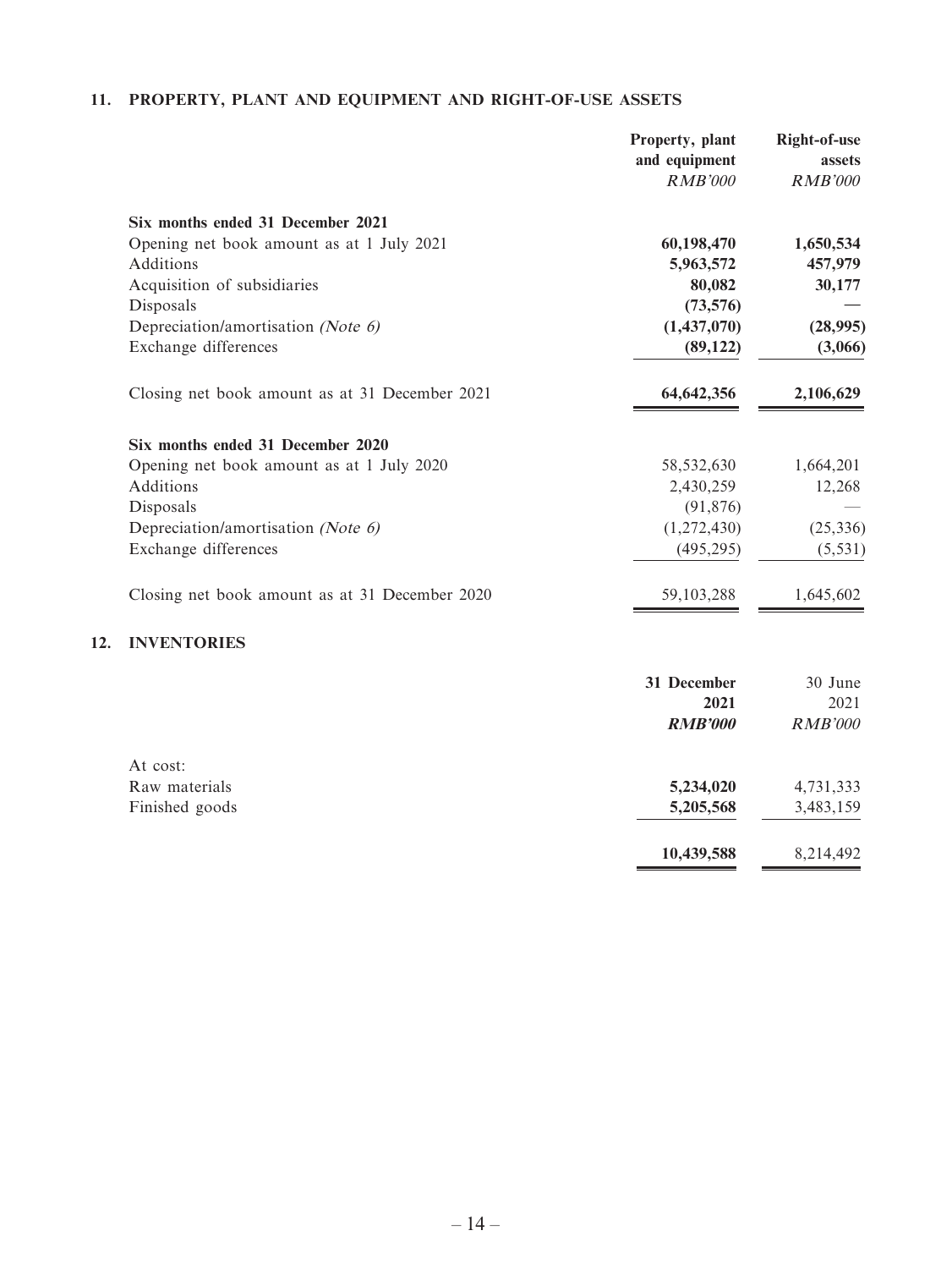## 11. PROPERTY, PLANT AND EQUIPMENT AND RIGHT-OF-USE ASSETS

| | Property, plant and equipment *RMB'000* | Right-of-use assets *RMB'000* |
|---|---|---|
| **Six months ended 31 December 2021** | | |
| Opening net book amount as at 1 July 2021 | **60,198,470** | **1,650,534** |
| Additions | **5,963,572** | **457,979** |
| Acquisition of subsidiaries | **80,082** | **30,177** |
| Disposals | **(73,576)** | **—** |
| Depreciation/amortisation *(Note 6)* | **(1,437,070)** | **(28,995)** |
| Exchange differences | **(89,122)** | **(3,066)** |
| Closing net book amount as at 31 December 2021 | **64,642,356** | **2,106,629** |
| **Six months ended 31 December 2020** | | |
| Opening net book amount as at 1 July 2020 | 58,532,630 | 1,664,201 |
| Additions | 2,430,259 | 12,268 |
| Disposals | (91,876) | — |
| Depreciation/amortisation *(Note 6)* | (1,272,430) | (25,336) |
| Exchange differences | (495,295) | (5,531) |
| Closing net book amount as at 31 December 2020 | 59,103,288 | 1,645,602 |

## 12. INVENTORIES

| | **31 December 2021** ***RMB'000*** | 30 June 2021 *RMB'000* |
|---|---|---|
| At cost: | | |
| Raw materials | **5,234,020** | 4,731,333 |
| Finished goods | **5,205,568** | 3,483,159 |
| | **10,439,588** | 8,214,492 |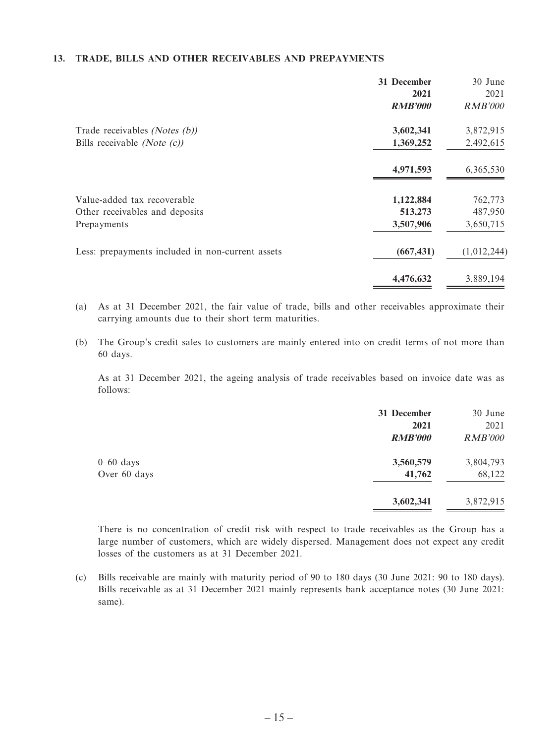## 13. TRADE, BILLS AND OTHER RECEIVABLES AND PREPAYMENTS

| | 31 December 2021 *RMB'000* | 30 June 2021 *RMB'000* |
|---|---|---|
| Trade receivables *(Notes (b))* | **3,602,341** | 3,872,915 |
| Bills receivable *(Note (c))* | **1,369,252** | 2,492,615 |
| | **4,971,593** | 6,365,530 |
| Value-added tax recoverable | **1,122,884** | 762,773 |
| Other receivables and deposits | **513,273** | 487,950 |
| Prepayments | **3,507,906** | 3,650,715 |
| Less: prepayments included in non-current assets | **(667,431)** | (1,012,244) |
| | **4,476,632** | 3,889,194 |

(a) As at 31 December 2021, the fair value of trade, bills and other receivables approximate their carrying amounts due to their short term maturities.

(b) The Group's credit sales to customers are mainly entered into on credit terms of not more than 60 days.

As at 31 December 2021, the ageing analysis of trade receivables based on invoice date was as follows:

| | 31 December 2021 *RMB'000* | 30 June 2021 *RMB'000* |
|---|---|---|
| 0–60 days | **3,560,579** | 3,804,793 |
| Over 60 days | **41,762** | 68,122 |
| | **3,602,341** | 3,872,915 |

There is no concentration of credit risk with respect to trade receivables as the Group has a large number of customers, which are widely dispersed. Management does not expect any credit losses of the customers as at 31 December 2021.

(c) Bills receivable are mainly with maturity period of 90 to 180 days (30 June 2021: 90 to 180 days). Bills receivable as at 31 December 2021 mainly represents bank acceptance notes (30 June 2021: same).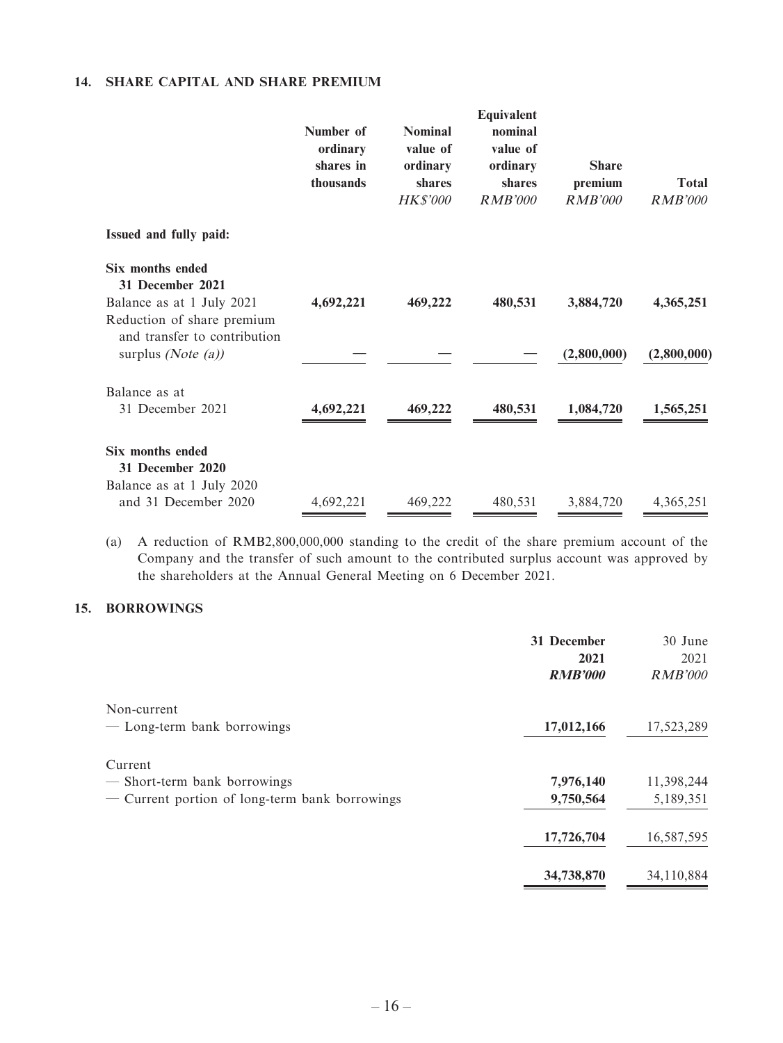## 14. SHARE CAPITAL AND SHARE PREMIUM

| | Number of ordinary shares in thousands | Nominal value of ordinary shares *HK$'000* | Equivalent nominal value of ordinary shares *RMB'000* | Share premium *RMB'000* | Total *RMB'000* |
|---|---|---|---|---|---|
| **Issued and fully paid:** | | | | | |
| **Six months ended 31 December 2021** | | | | | |
| Balance as at 1 July 2021 | **4,692,221** | **469,222** | **480,531** | **3,884,720** | **4,365,251** |
| Reduction of share premium and transfer to contribution surplus *(Note (a))* | **—** | **—** | **—** | **(2,800,000)** | **(2,800,000)** |
| Balance as at 31 December 2021 | **4,692,221** | **469,222** | **480,531** | **1,084,720** | **1,565,251** |
| **Six months ended 31 December 2020** | | | | | |
| Balance as at 1 July 2020 and 31 December 2020 | 4,692,221 | 469,222 | 480,531 | 3,884,720 | 4,365,251 |

(a) A reduction of RMB2,800,000,000 standing to the credit of the share premium account of the Company and the transfer of such amount to the contributed surplus account was approved by the shareholders at the Annual General Meeting on 6 December 2021.

## 15. BORROWINGS

| | **31 December 2021** ***RMB'000*** | 30 June 2021 *RMB'000* |
|---|---|---|
| Non-current | | |
| — Long-term bank borrowings | **17,012,166** | 17,523,289 |
| Current | | |
| — Short-term bank borrowings | **7,976,140** | 11,398,244 |
| — Current portion of long-term bank borrowings | **9,750,564** | 5,189,351 |
| | **17,726,704** | 16,587,595 |
| | **34,738,870** | 34,110,884 |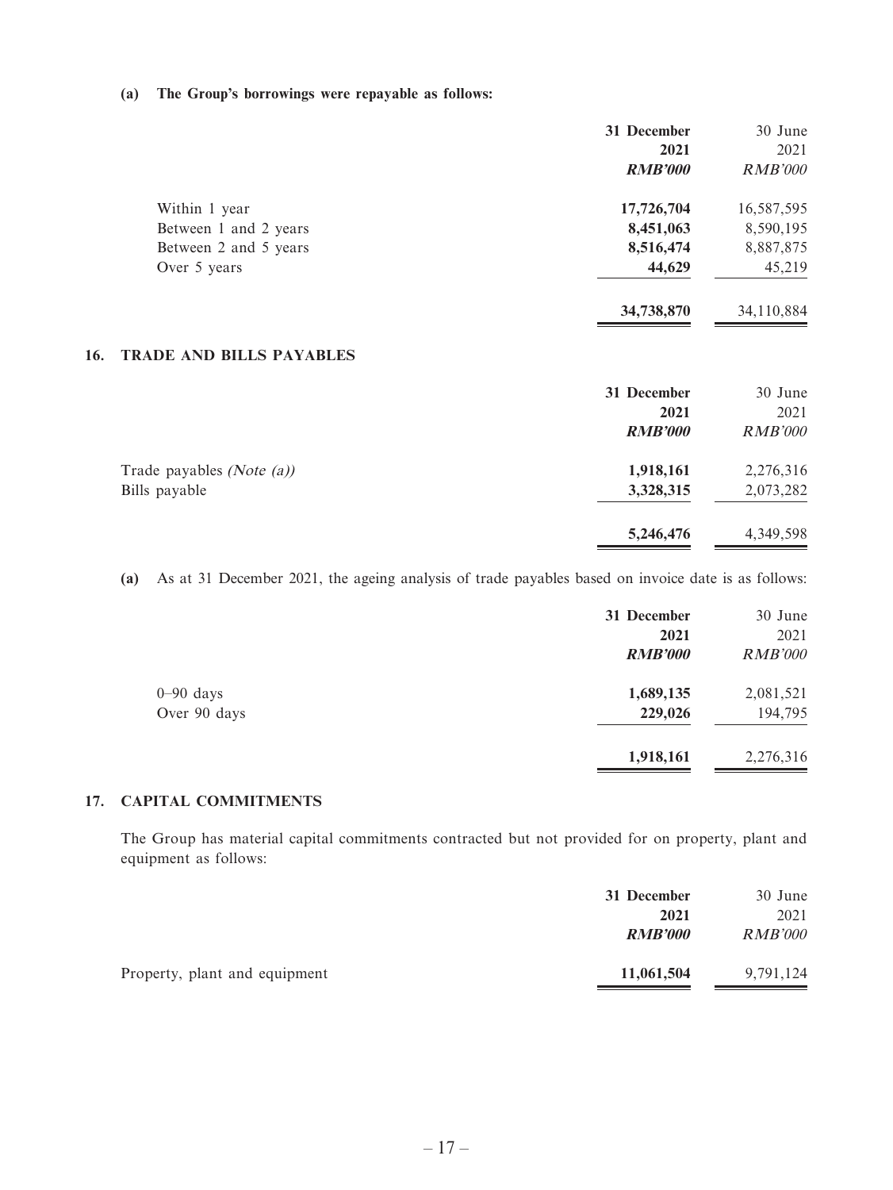**(a) The Group's borrowings were repayable as follows:**

| | 31 December 2021 *RMB'000* | 30 June 2021 *RMB'000* |
|---|---|---|
| Within 1 year | **17,726,704** | 16,587,595 |
| Between 1 and 2 years | **8,451,063** | 8,590,195 |
| Between 2 and 5 years | **8,516,474** | 8,887,875 |
| Over 5 years | **44,629** | 45,219 |
| | **34,738,870** | 34,110,884 |

## 16. TRADE AND BILLS PAYABLES

| | 31 December 2021 *RMB'000* | 30 June 2021 *RMB'000* |
|---|---|---|
| Trade payables *(Note (a))* | **1,918,161** | 2,276,316 |
| Bills payable | **3,328,315** | 2,073,282 |
| | **5,246,476** | 4,349,598 |

**(a)** As at 31 December 2021, the ageing analysis of trade payables based on invoice date is as follows:

| | 31 December 2021 *RMB'000* | 30 June 2021 *RMB'000* |
|---|---|---|
| 0–90 days | **1,689,135** | 2,081,521 |
| Over 90 days | **229,026** | 194,795 |
| | **1,918,161** | 2,276,316 |

## 17. CAPITAL COMMITMENTS

The Group has material capital commitments contracted but not provided for on property, plant and equipment as follows:

| | 31 December 2021 *RMB'000* | 30 June 2021 *RMB'000* |
|---|---|---|
| Property, plant and equipment | **11,061,504** | 9,791,124 |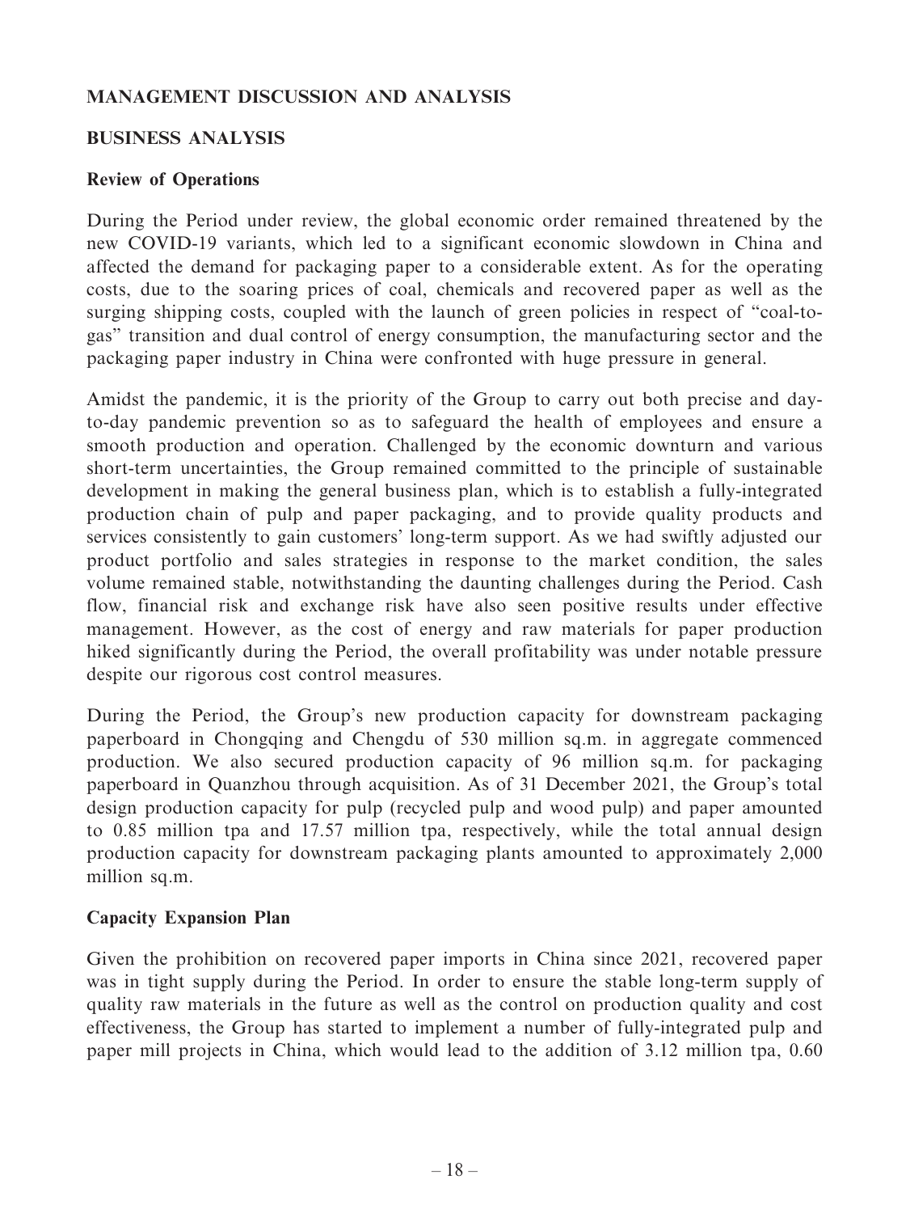## MANAGEMENT DISCUSSION AND ANALYSIS

### BUSINESS ANALYSIS

#### Review of Operations

During the Period under review, the global economic order remained threatened by the new COVID-19 variants, which led to a significant economic slowdown in China and affected the demand for packaging paper to a considerable extent. As for the operating costs, due to the soaring prices of coal, chemicals and recovered paper as well as the surging shipping costs, coupled with the launch of green policies in respect of "coal-to-gas" transition and dual control of energy consumption, the manufacturing sector and the packaging paper industry in China were confronted with huge pressure in general.

Amidst the pandemic, it is the priority of the Group to carry out both precise and day-to-day pandemic prevention so as to safeguard the health of employees and ensure a smooth production and operation. Challenged by the economic downturn and various short-term uncertainties, the Group remained committed to the principle of sustainable development in making the general business plan, which is to establish a fully-integrated production chain of pulp and paper packaging, and to provide quality products and services consistently to gain customers' long-term support. As we had swiftly adjusted our product portfolio and sales strategies in response to the market condition, the sales volume remained stable, notwithstanding the daunting challenges during the Period. Cash flow, financial risk and exchange risk have also seen positive results under effective management. However, as the cost of energy and raw materials for paper production hiked significantly during the Period, the overall profitability was under notable pressure despite our rigorous cost control measures.

During the Period, the Group's new production capacity for downstream packaging paperboard in Chongqing and Chengdu of 530 million sq.m. in aggregate commenced production. We also secured production capacity of 96 million sq.m. for packaging paperboard in Quanzhou through acquisition. As of 31 December 2021, the Group's total design production capacity for pulp (recycled pulp and wood pulp) and paper amounted to 0.85 million tpa and 17.57 million tpa, respectively, while the total annual design production capacity for downstream packaging plants amounted to approximately 2,000 million sq.m.

#### Capacity Expansion Plan

Given the prohibition on recovered paper imports in China since 2021, recovered paper was in tight supply during the Period. In order to ensure the stable long-term supply of quality raw materials in the future as well as the control on production quality and cost effectiveness, the Group has started to implement a number of fully-integrated pulp and paper mill projects in China, which would lead to the addition of 3.12 million tpa, 0.60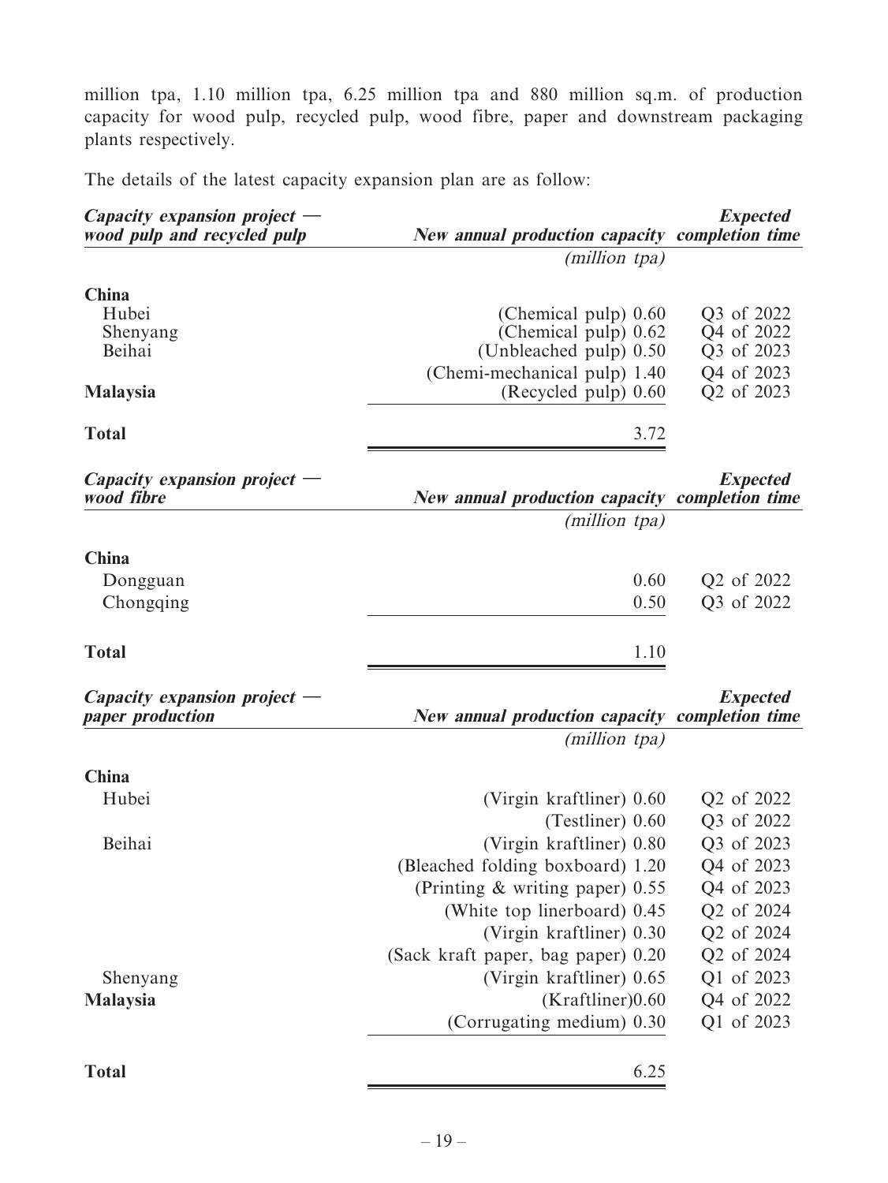million tpa, 1.10 million tpa, 6.25 million tpa and 880 million sq.m. of production capacity for wood pulp, recycled pulp, wood fibre, paper and downstream packaging plants respectively.

The details of the latest capacity expansion plan are as follow:

| ***Capacity expansion project — wood pulp and recycled pulp*** | ***New annual production capacity*** | ***Expected completion time*** |
|---|---|---|
| | *(million tpa)* | |
| **China** | | |
| Hubei | (Chemical pulp) 0.60 | Q3 of 2022 |
| Shenyang | (Chemical pulp) 0.62 | Q4 of 2022 |
| Beihai | (Unbleached pulp) 0.50 | Q3 of 2023 |
| | (Chemi-mechanical pulp) 1.40 | Q4 of 2023 |
| **Malaysia** | (Recycled pulp) 0.60 | Q2 of 2023 |
| **Total** | 3.72 | |

| ***Capacity expansion project — wood fibre*** | ***New annual production capacity*** | ***Expected completion time*** |
|---|---|---|
| | *(million tpa)* | |
| **China** | | |
| Dongguan | 0.60 | Q2 of 2022 |
| Chongqing | 0.50 | Q3 of 2022 |
| **Total** | 1.10 | |

| ***Capacity expansion project — paper production*** | ***New annual production capacity*** | ***Expected completion time*** |
|---|---|---|
| | *(million tpa)* | |
| **China** | | |
| Hubei | (Virgin kraftliner) 0.60 | Q2 of 2022 |
| | (Testliner) 0.60 | Q3 of 2022 |
| Beihai | (Virgin kraftliner) 0.80 | Q3 of 2023 |
| | (Bleached folding boxboard) 1.20 | Q4 of 2023 |
| | (Printing & writing paper) 0.55 | Q4 of 2023 |
| | (White top linerboard) 0.45 | Q2 of 2024 |
| | (Virgin kraftliner) 0.30 | Q2 of 2024 |
| | (Sack kraft paper, bag paper) 0.20 | Q2 of 2024 |
| Shenyang | (Virgin kraftliner) 0.65 | Q1 of 2023 |
| **Malaysia** | (Kraftliner)0.60 | Q4 of 2022 |
| | (Corrugating medium) 0.30 | Q1 of 2023 |
| **Total** | 6.25 | |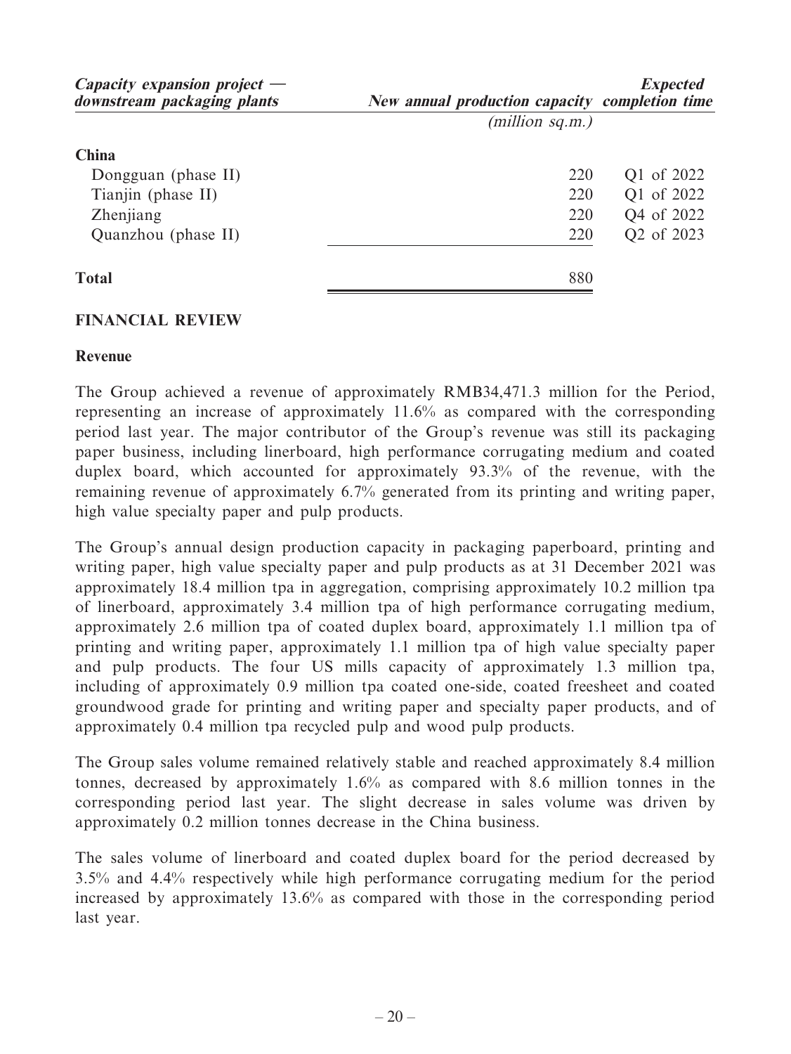| *Capacity expansion project — downstream packaging plants* | *New annual production capacity* | *Expected completion time* |
|---|---|---|
| | *(million sq.m.)* | |
| **China** | | |
| Dongguan (phase II) | 220 | Q1 of 2022 |
| Tianjin (phase II) | 220 | Q1 of 2022 |
| Zhenjiang | 220 | Q4 of 2022 |
| Quanzhou (phase II) | 220 | Q2 of 2023 |
| **Total** | 880 | |

## FINANCIAL REVIEW

### Revenue

The Group achieved a revenue of approximately RMB34,471.3 million for the Period, representing an increase of approximately 11.6% as compared with the corresponding period last year. The major contributor of the Group's revenue was still its packaging paper business, including linerboard, high performance corrugating medium and coated duplex board, which accounted for approximately 93.3% of the revenue, with the remaining revenue of approximately 6.7% generated from its printing and writing paper, high value specialty paper and pulp products.

The Group's annual design production capacity in packaging paperboard, printing and writing paper, high value specialty paper and pulp products as at 31 December 2021 was approximately 18.4 million tpa in aggregation, comprising approximately 10.2 million tpa of linerboard, approximately 3.4 million tpa of high performance corrugating medium, approximately 2.6 million tpa of coated duplex board, approximately 1.1 million tpa of printing and writing paper, approximately 1.1 million tpa of high value specialty paper and pulp products. The four US mills capacity of approximately 1.3 million tpa, including of approximately 0.9 million tpa coated one-side, coated freesheet and coated groundwood grade for printing and writing paper and specialty paper products, and of approximately 0.4 million tpa recycled pulp and wood pulp products.

The Group sales volume remained relatively stable and reached approximately 8.4 million tonnes, decreased by approximately 1.6% as compared with 8.6 million tonnes in the corresponding period last year. The slight decrease in sales volume was driven by approximately 0.2 million tonnes decrease in the China business.

The sales volume of linerboard and coated duplex board for the period decreased by 3.5% and 4.4% respectively while high performance corrugating medium for the period increased by approximately 13.6% as compared with those in the corresponding period last year.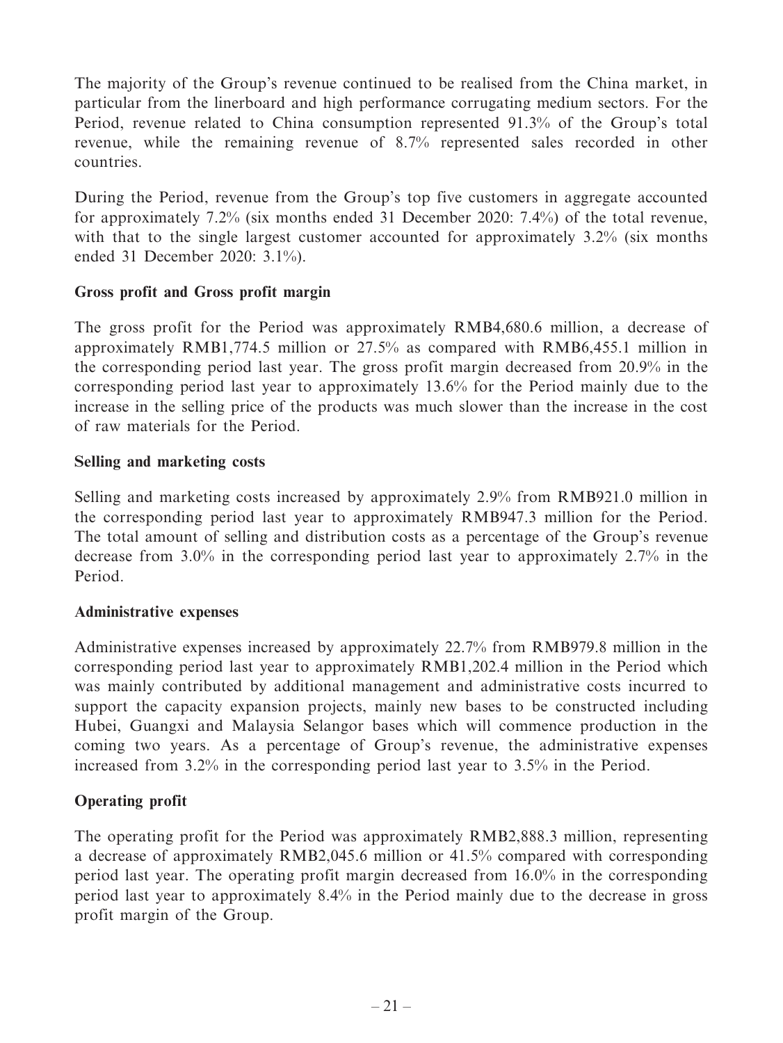The majority of the Group's revenue continued to be realised from the China market, in particular from the linerboard and high performance corrugating medium sectors. For the Period, revenue related to China consumption represented 91.3% of the Group's total revenue, while the remaining revenue of 8.7% represented sales recorded in other countries.

During the Period, revenue from the Group's top five customers in aggregate accounted for approximately 7.2% (six months ended 31 December 2020: 7.4%) of the total revenue, with that to the single largest customer accounted for approximately 3.2% (six months ended 31 December 2020: 3.1%).

**Gross profit and Gross profit margin**

The gross profit for the Period was approximately RMB4,680.6 million, a decrease of approximately RMB1,774.5 million or 27.5% as compared with RMB6,455.1 million in the corresponding period last year. The gross profit margin decreased from 20.9% in the corresponding period last year to approximately 13.6% for the Period mainly due to the increase in the selling price of the products was much slower than the increase in the cost of raw materials for the Period.

**Selling and marketing costs**

Selling and marketing costs increased by approximately 2.9% from RMB921.0 million in the corresponding period last year to approximately RMB947.3 million for the Period. The total amount of selling and distribution costs as a percentage of the Group's revenue decrease from 3.0% in the corresponding period last year to approximately 2.7% in the Period.

**Administrative expenses**

Administrative expenses increased by approximately 22.7% from RMB979.8 million in the corresponding period last year to approximately RMB1,202.4 million in the Period which was mainly contributed by additional management and administrative costs incurred to support the capacity expansion projects, mainly new bases to be constructed including Hubei, Guangxi and Malaysia Selangor bases which will commence production in the coming two years. As a percentage of Group's revenue, the administrative expenses increased from 3.2% in the corresponding period last year to 3.5% in the Period.

**Operating profit**

The operating profit for the Period was approximately RMB2,888.3 million, representing a decrease of approximately RMB2,045.6 million or 41.5% compared with corresponding period last year. The operating profit margin decreased from 16.0% in the corresponding period last year to approximately 8.4% in the Period mainly due to the decrease in gross profit margin of the Group.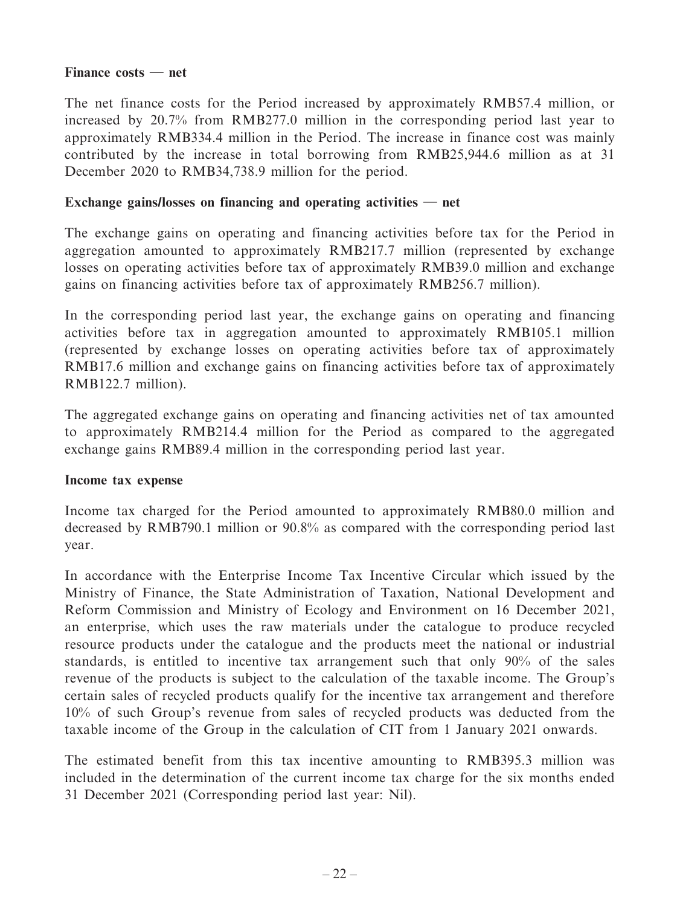**Finance costs — net**

The net finance costs for the Period increased by approximately RMB57.4 million, or increased by 20.7% from RMB277.0 million in the corresponding period last year to approximately RMB334.4 million in the Period. The increase in finance cost was mainly contributed by the increase in total borrowing from RMB25,944.6 million as at 31 December 2020 to RMB34,738.9 million for the period.

**Exchange gains/losses on financing and operating activities — net**

The exchange gains on operating and financing activities before tax for the Period in aggregation amounted to approximately RMB217.7 million (represented by exchange losses on operating activities before tax of approximately RMB39.0 million and exchange gains on financing activities before tax of approximately RMB256.7 million).

In the corresponding period last year, the exchange gains on operating and financing activities before tax in aggregation amounted to approximately RMB105.1 million (represented by exchange losses on operating activities before tax of approximately RMB17.6 million and exchange gains on financing activities before tax of approximately RMB122.7 million).

The aggregated exchange gains on operating and financing activities net of tax amounted to approximately RMB214.4 million for the Period as compared to the aggregated exchange gains RMB89.4 million in the corresponding period last year.

**Income tax expense**

Income tax charged for the Period amounted to approximately RMB80.0 million and decreased by RMB790.1 million or 90.8% as compared with the corresponding period last year.

In accordance with the Enterprise Income Tax Incentive Circular which issued by the Ministry of Finance, the State Administration of Taxation, National Development and Reform Commission and Ministry of Ecology and Environment on 16 December 2021, an enterprise, which uses the raw materials under the catalogue to produce recycled resource products under the catalogue and the products meet the national or industrial standards, is entitled to incentive tax arrangement such that only 90% of the sales revenue of the products is subject to the calculation of the taxable income. The Group's certain sales of recycled products qualify for the incentive tax arrangement and therefore 10% of such Group's revenue from sales of recycled products was deducted from the taxable income of the Group in the calculation of CIT from 1 January 2021 onwards.

The estimated benefit from this tax incentive amounting to RMB395.3 million was included in the determination of the current income tax charge for the six months ended 31 December 2021 (Corresponding period last year: Nil).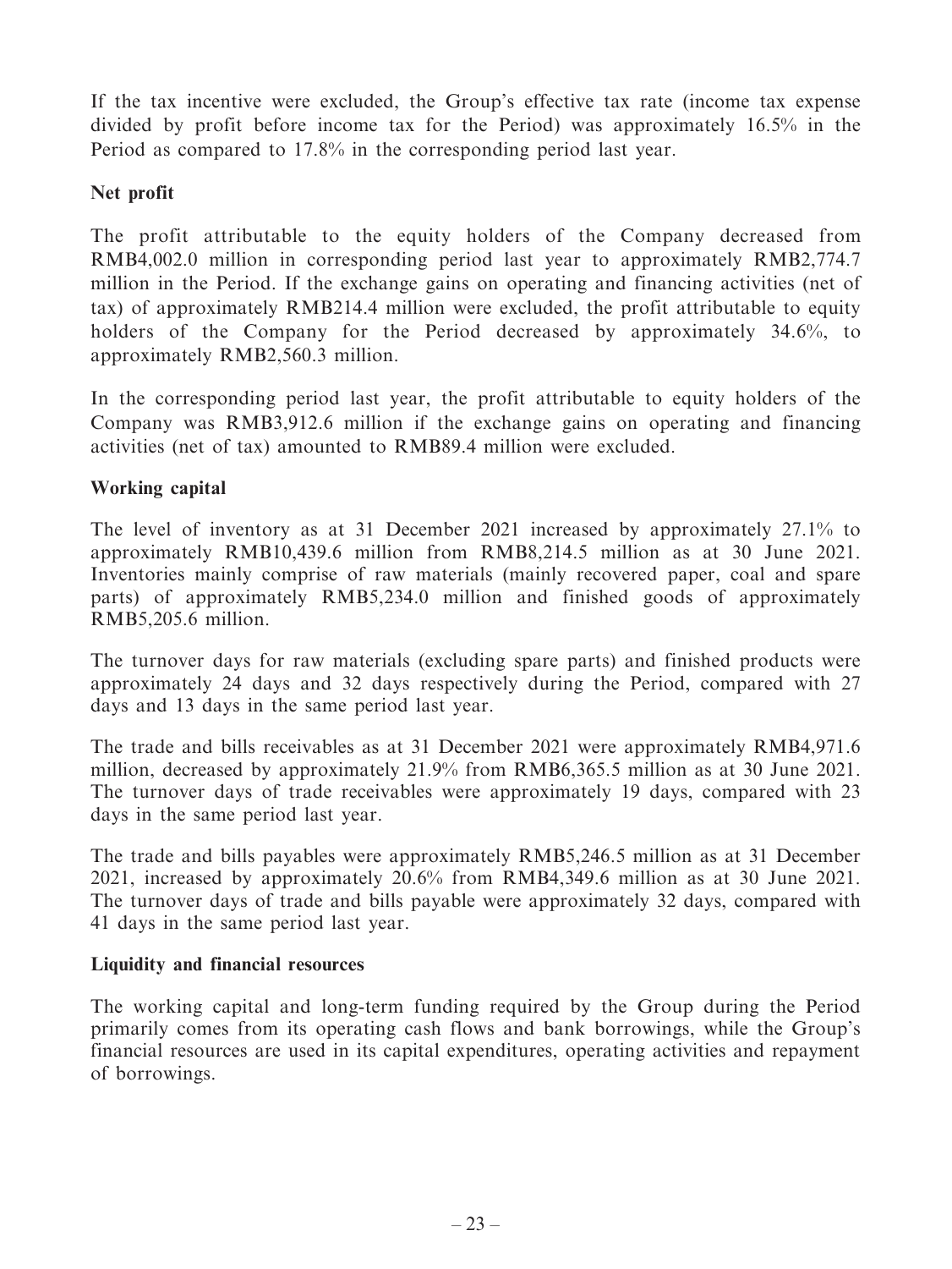If the tax incentive were excluded, the Group's effective tax rate (income tax expense divided by profit before income tax for the Period) was approximately 16.5% in the Period as compared to 17.8% in the corresponding period last year.

**Net profit**

The profit attributable to the equity holders of the Company decreased from RMB4,002.0 million in corresponding period last year to approximately RMB2,774.7 million in the Period. If the exchange gains on operating and financing activities (net of tax) of approximately RMB214.4 million were excluded, the profit attributable to equity holders of the Company for the Period decreased by approximately 34.6%, to approximately RMB2,560.3 million.

In the corresponding period last year, the profit attributable to equity holders of the Company was RMB3,912.6 million if the exchange gains on operating and financing activities (net of tax) amounted to RMB89.4 million were excluded.

**Working capital**

The level of inventory as at 31 December 2021 increased by approximately 27.1% to approximately RMB10,439.6 million from RMB8,214.5 million as at 30 June 2021. Inventories mainly comprise of raw materials (mainly recovered paper, coal and spare parts) of approximately RMB5,234.0 million and finished goods of approximately RMB5,205.6 million.

The turnover days for raw materials (excluding spare parts) and finished products were approximately 24 days and 32 days respectively during the Period, compared with 27 days and 13 days in the same period last year.

The trade and bills receivables as at 31 December 2021 were approximately RMB4,971.6 million, decreased by approximately 21.9% from RMB6,365.5 million as at 30 June 2021. The turnover days of trade receivables were approximately 19 days, compared with 23 days in the same period last year.

The trade and bills payables were approximately RMB5,246.5 million as at 31 December 2021, increased by approximately 20.6% from RMB4,349.6 million as at 30 June 2021. The turnover days of trade and bills payable were approximately 32 days, compared with 41 days in the same period last year.

**Liquidity and financial resources**

The working capital and long-term funding required by the Group during the Period primarily comes from its operating cash flows and bank borrowings, while the Group's financial resources are used in its capital expenditures, operating activities and repayment of borrowings.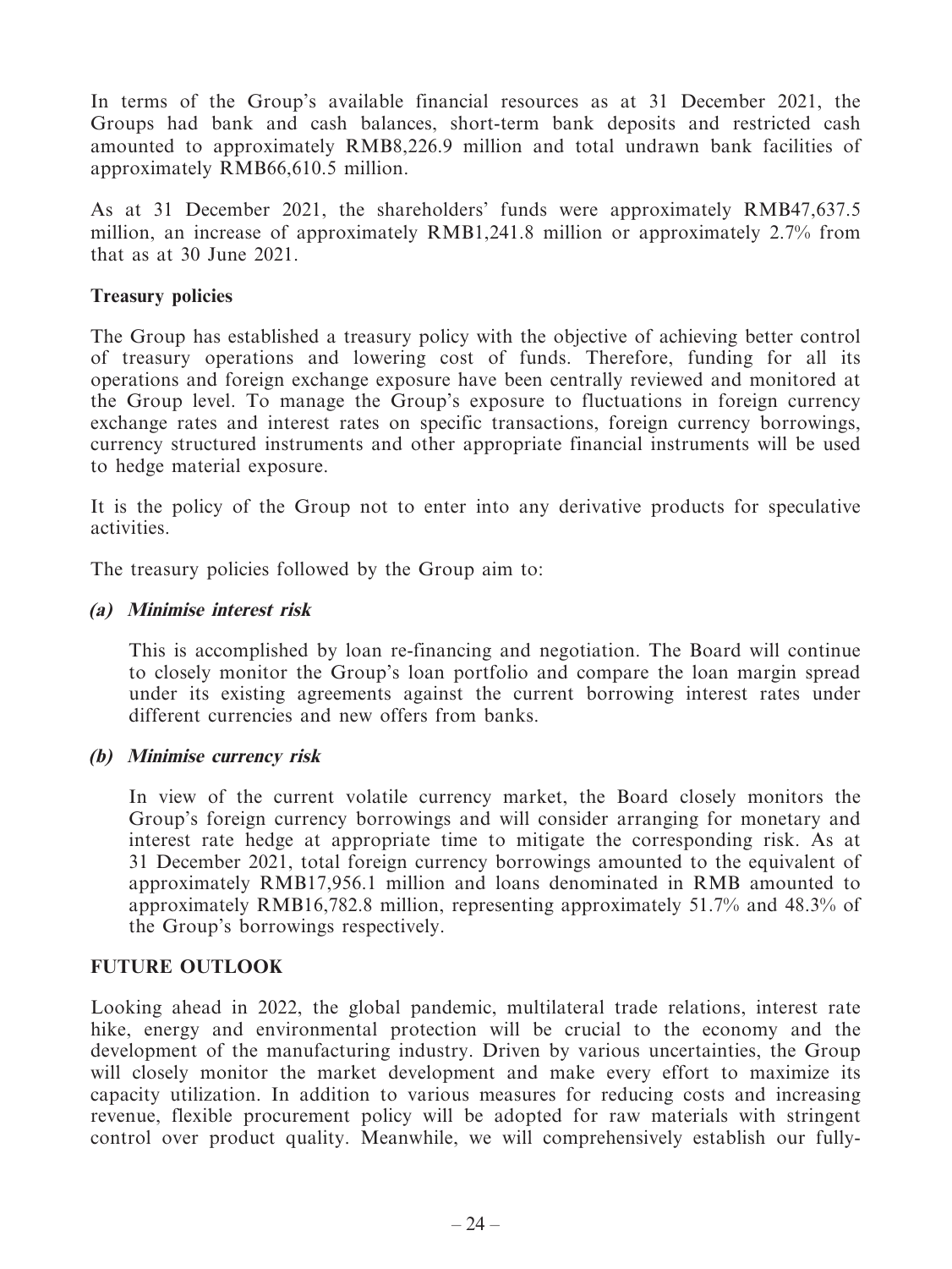In terms of the Group's available financial resources as at 31 December 2021, the Groups had bank and cash balances, short-term bank deposits and restricted cash amounted to approximately RMB8,226.9 million and total undrawn bank facilities of approximately RMB66,610.5 million.

As at 31 December 2021, the shareholders' funds were approximately RMB47,637.5 million, an increase of approximately RMB1,241.8 million or approximately 2.7% from that as at 30 June 2021.

**Treasury policies**

The Group has established a treasury policy with the objective of achieving better control of treasury operations and lowering cost of funds. Therefore, funding for all its operations and foreign exchange exposure have been centrally reviewed and monitored at the Group level. To manage the Group's exposure to fluctuations in foreign currency exchange rates and interest rates on specific transactions, foreign currency borrowings, currency structured instruments and other appropriate financial instruments will be used to hedge material exposure.

It is the policy of the Group not to enter into any derivative products for speculative activities.

The treasury policies followed by the Group aim to:

***(a) Minimise interest risk***

This is accomplished by loan re-financing and negotiation. The Board will continue to closely monitor the Group's loan portfolio and compare the loan margin spread under its existing agreements against the current borrowing interest rates under different currencies and new offers from banks.

***(b) Minimise currency risk***

In view of the current volatile currency market, the Board closely monitors the Group's foreign currency borrowings and will consider arranging for monetary and interest rate hedge at appropriate time to mitigate the corresponding risk. As at 31 December 2021, total foreign currency borrowings amounted to the equivalent of approximately RMB17,956.1 million and loans denominated in RMB amounted to approximately RMB16,782.8 million, representing approximately 51.7% and 48.3% of the Group's borrowings respectively.

**FUTURE OUTLOOK**

Looking ahead in 2022, the global pandemic, multilateral trade relations, interest rate hike, energy and environmental protection will be crucial to the economy and the development of the manufacturing industry. Driven by various uncertainties, the Group will closely monitor the market development and make every effort to maximize its capacity utilization. In addition to various measures for reducing costs and increasing revenue, flexible procurement policy will be adopted for raw materials with stringent control over product quality. Meanwhile, we will comprehensively establish our fully-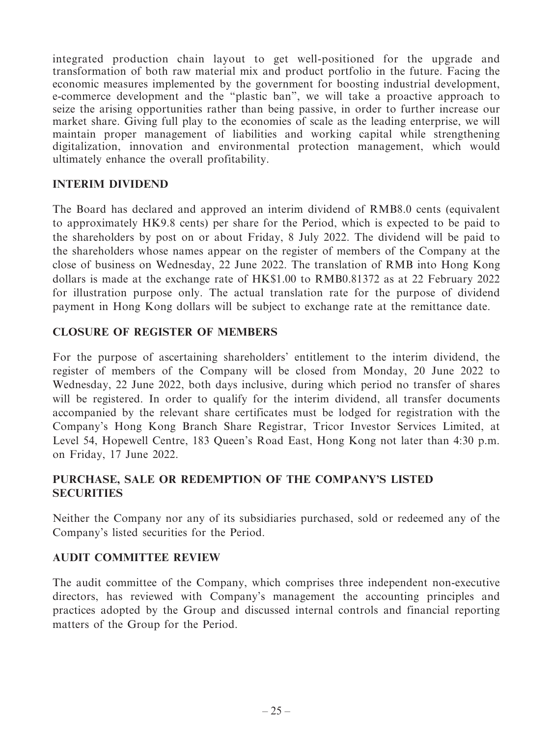integrated production chain layout to get well-positioned for the upgrade and transformation of both raw material mix and product portfolio in the future. Facing the economic measures implemented by the government for boosting industrial development, e-commerce development and the "plastic ban", we will take a proactive approach to seize the arising opportunities rather than being passive, in order to further increase our market share. Giving full play to the economies of scale as the leading enterprise, we will maintain proper management of liabilities and working capital while strengthening digitalization, innovation and environmental protection management, which would ultimately enhance the overall profitability.

## INTERIM DIVIDEND

The Board has declared and approved an interim dividend of RMB8.0 cents (equivalent to approximately HK9.8 cents) per share for the Period, which is expected to be paid to the shareholders by post on or about Friday, 8 July 2022. The dividend will be paid to the shareholders whose names appear on the register of members of the Company at the close of business on Wednesday, 22 June 2022. The translation of RMB into Hong Kong dollars is made at the exchange rate of HK$1.00 to RMB0.81372 as at 22 February 2022 for illustration purpose only. The actual translation rate for the purpose of dividend payment in Hong Kong dollars will be subject to exchange rate at the remittance date.

## CLOSURE OF REGISTER OF MEMBERS

For the purpose of ascertaining shareholders' entitlement to the interim dividend, the register of members of the Company will be closed from Monday, 20 June 2022 to Wednesday, 22 June 2022, both days inclusive, during which period no transfer of shares will be registered. In order to qualify for the interim dividend, all transfer documents accompanied by the relevant share certificates must be lodged for registration with the Company's Hong Kong Branch Share Registrar, Tricor Investor Services Limited, at Level 54, Hopewell Centre, 183 Queen's Road East, Hong Kong not later than 4:30 p.m. on Friday, 17 June 2022.

## PURCHASE, SALE OR REDEMPTION OF THE COMPANY'S LISTED SECURITIES

Neither the Company nor any of its subsidiaries purchased, sold or redeemed any of the Company's listed securities for the Period.

## AUDIT COMMITTEE REVIEW

The audit committee of the Company, which comprises three independent non-executive directors, has reviewed with Company's management the accounting principles and practices adopted by the Group and discussed internal controls and financial reporting matters of the Group for the Period.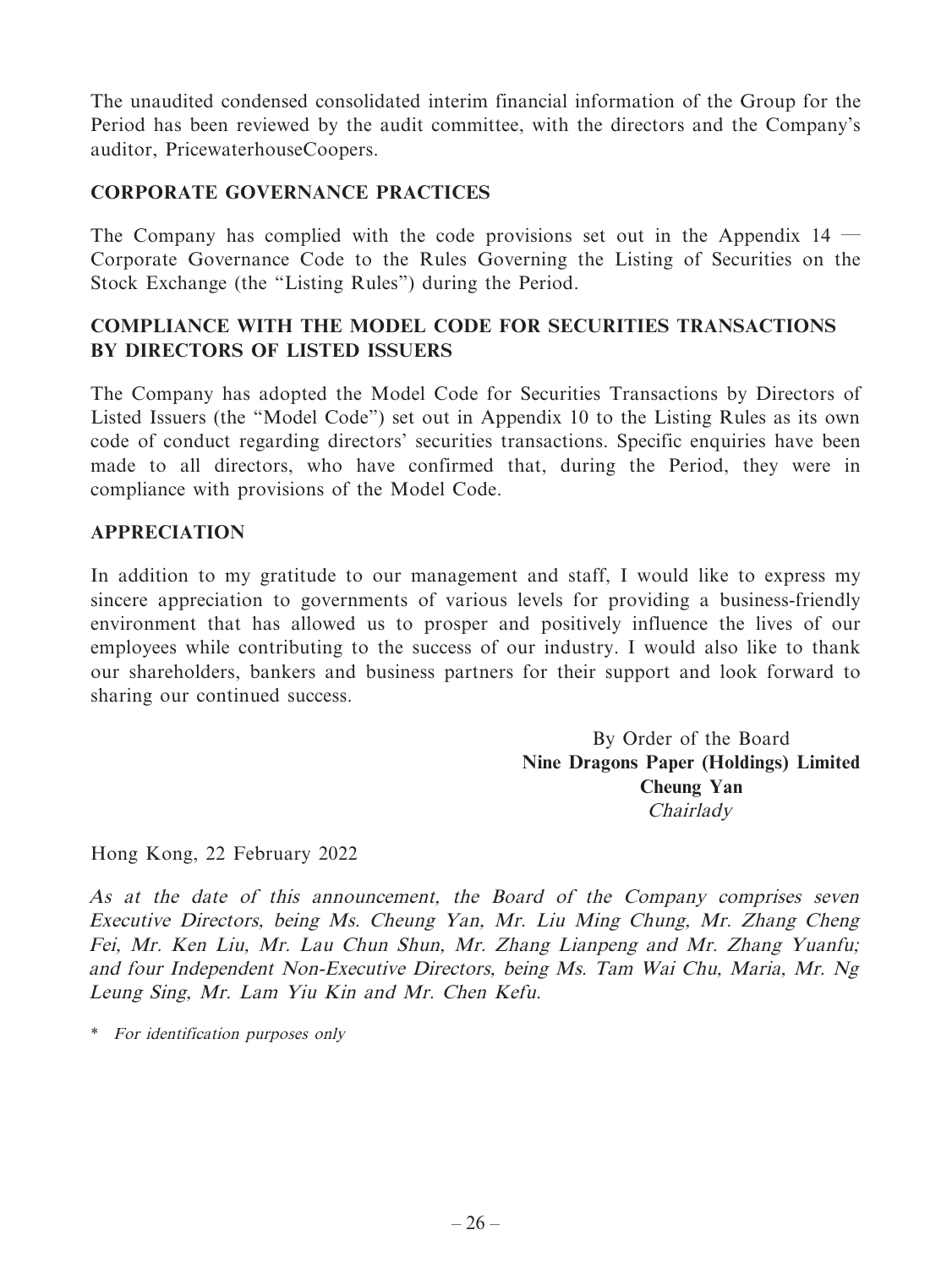The unaudited condensed consolidated interim financial information of the Group for the Period has been reviewed by the audit committee, with the directors and the Company's auditor, PricewaterhouseCoopers.

## CORPORATE GOVERNANCE PRACTICES

The Company has complied with the code provisions set out in the Appendix 14 — Corporate Governance Code to the Rules Governing the Listing of Securities on the Stock Exchange (the "Listing Rules") during the Period.

## COMPLIANCE WITH THE MODEL CODE FOR SECURITIES TRANSACTIONS BY DIRECTORS OF LISTED ISSUERS

The Company has adopted the Model Code for Securities Transactions by Directors of Listed Issuers (the "Model Code") set out in Appendix 10 to the Listing Rules as its own code of conduct regarding directors' securities transactions. Specific enquiries have been made to all directors, who have confirmed that, during the Period, they were in compliance with provisions of the Model Code.

## APPRECIATION

In addition to my gratitude to our management and staff, I would like to express my sincere appreciation to governments of various levels for providing a business-friendly environment that has allowed us to prosper and positively influence the lives of our employees while contributing to the success of our industry. I would also like to thank our shareholders, bankers and business partners for their support and look forward to sharing our continued success.

By Order of the Board
**Nine Dragons Paper (Holdings) Limited**
**Cheung Yan**
*Chairlady*

Hong Kong, 22 February 2022

*As at the date of this announcement, the Board of the Company comprises seven Executive Directors, being Ms. Cheung Yan, Mr. Liu Ming Chung, Mr. Zhang Cheng Fei, Mr. Ken Liu, Mr. Lau Chun Shun, Mr. Zhang Lianpeng and Mr. Zhang Yuanfu; and four Independent Non-Executive Directors, being Ms. Tam Wai Chu, Maria, Mr. Ng Leung Sing, Mr. Lam Yiu Kin and Mr. Chen Kefu.*

\* *For identification purposes only*